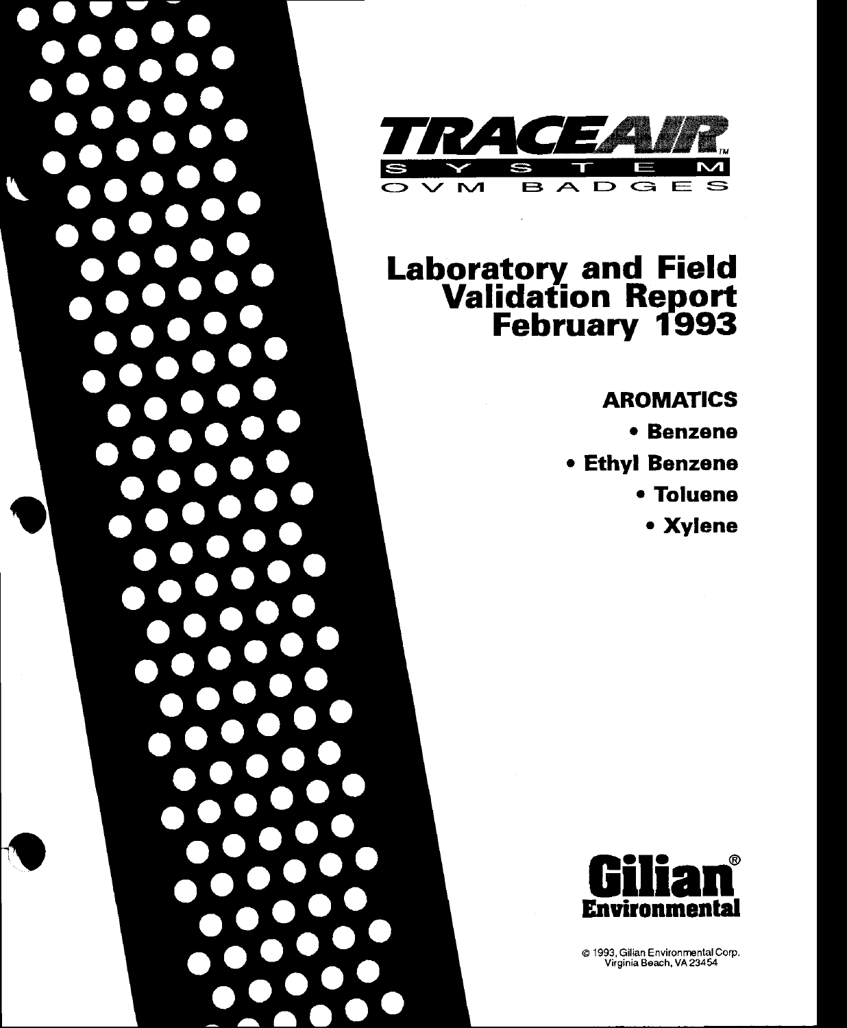# TRACEAIR™ SYSTEM

## OVM BADGES

# Laboratory and Field Validation Report February 1993

### AROMATICS

- **Benzene**
- **Ethyl Benzene**
- **Toluene**
- **Xylene**

**Gilian® Environmental**

© 1993, Gilian Environmental Corp.
Virginia Beach, VA 23454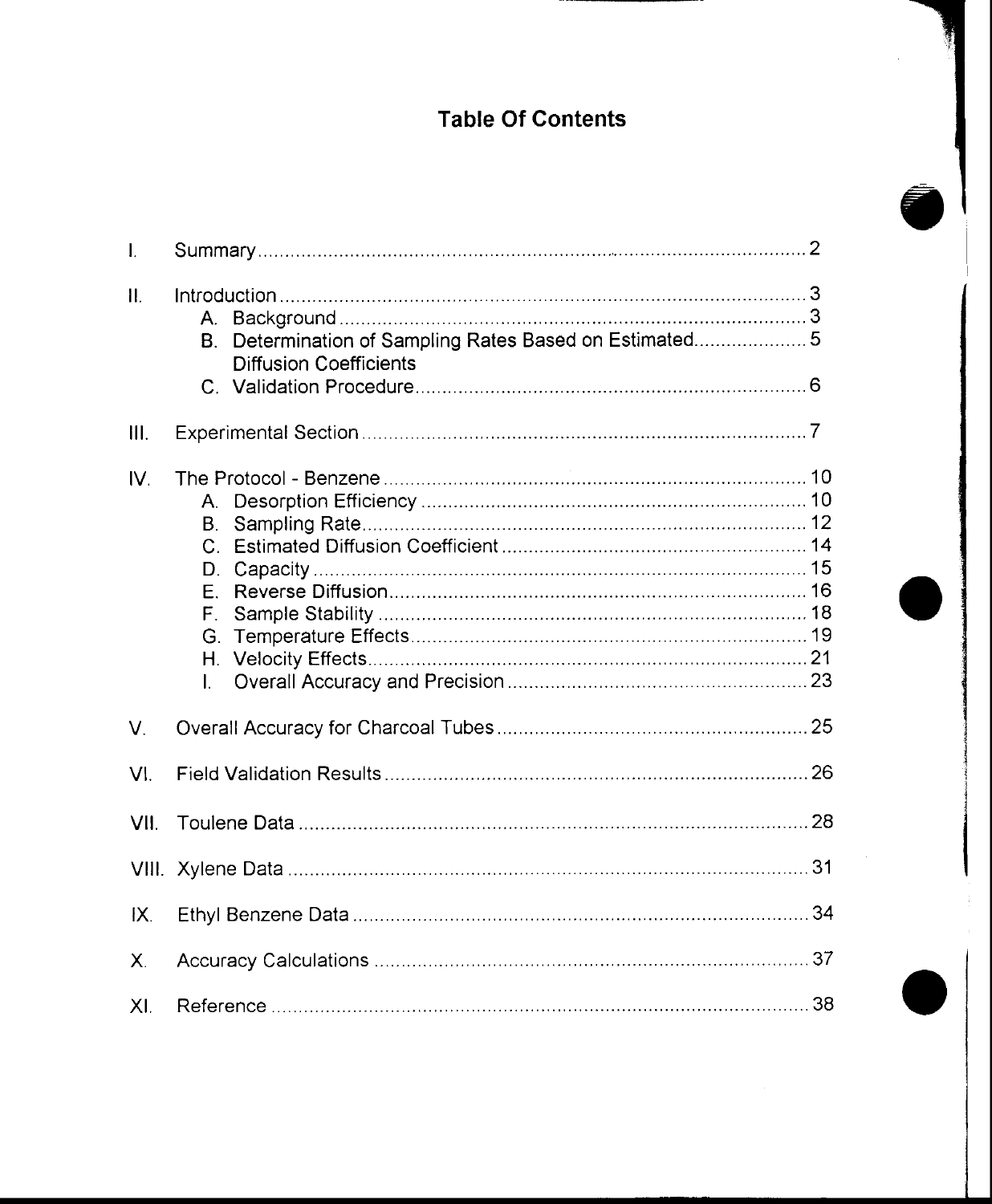# Table Of Contents

| | | |
|---|---|---|
| I. | Summary | 2 |
| II. | Introduction | 3 |
| | A. Background | 3 |
| | B. Determination of Sampling Rates Based on Estimated Diffusion Coefficients | 5 |
| | C. Validation Procedure | 6 |
| III. | Experimental Section | 7 |
| IV. | The Protocol - Benzene | 10 |
| | A. Desorption Efficiency | 10 |
| | B. Sampling Rate | 12 |
| | C. Estimated Diffusion Coefficient | 14 |
| | D. Capacity | 15 |
| | E. Reverse Diffusion | 16 |
| | F. Sample Stability | 18 |
| | G. Temperature Effects | 19 |
| | H. Velocity Effects | 21 |
| | I. Overall Accuracy and Precision | 23 |
| V. | Overall Accuracy for Charcoal Tubes | 25 |
| VI. | Field Validation Results | 26 |
| VII. | Toulene Data | 28 |
| VIII. | Xylene Data | 31 |
| IX. | Ethyl Benzene Data | 34 |
| X. | Accuracy Calculations | 37 |
| XI. | Reference | 38 |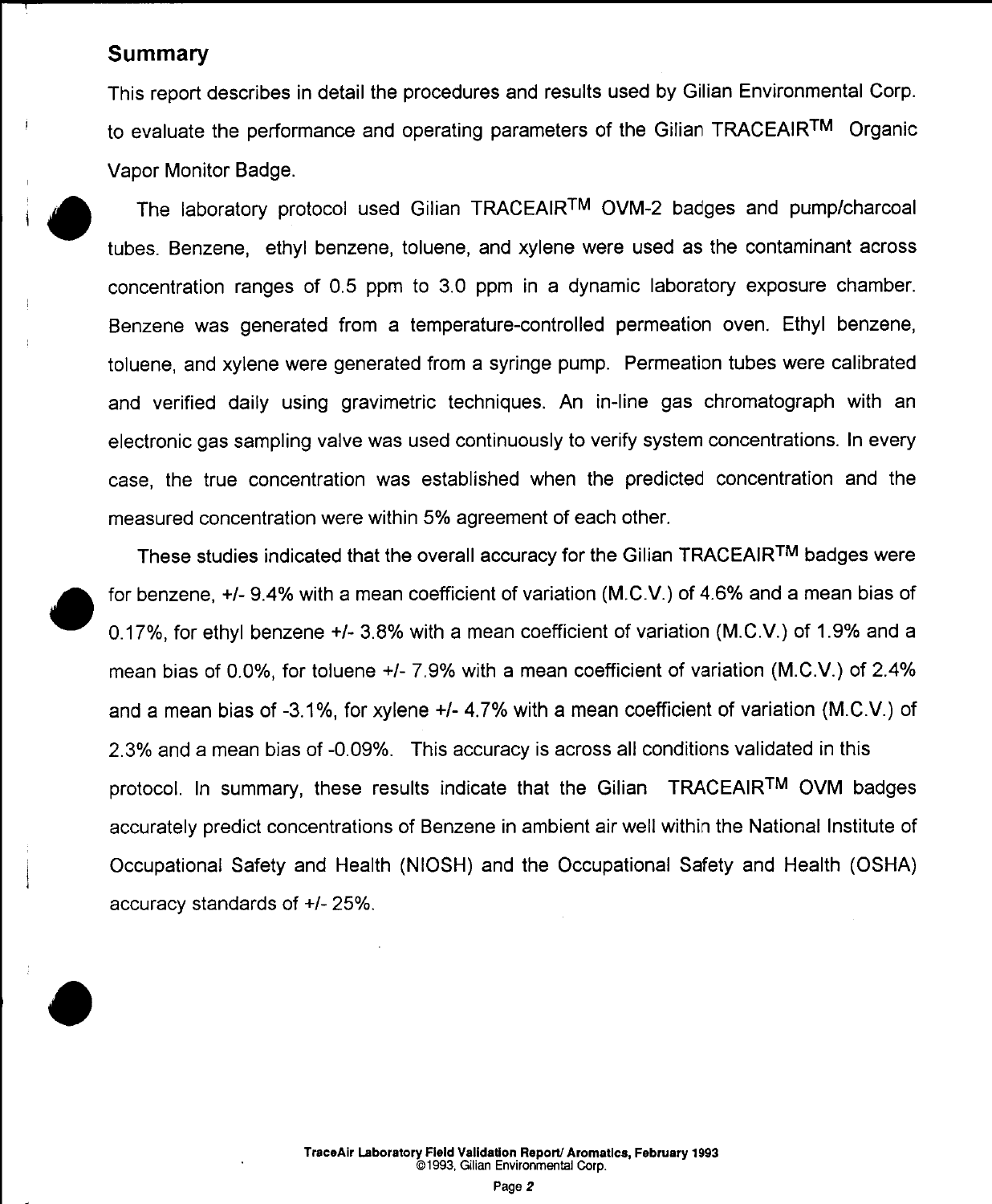## Summary

This report describes in detail the procedures and results used by Gilian Environmental Corp. to evaluate the performance and operating parameters of the Gilian TRACEAIR$^{TM}$ Organic Vapor Monitor Badge.

The laboratory protocol used Gilian TRACEAIR$^{TM}$ OVM-2 badges and pump/charcoal tubes. Benzene, ethyl benzene, toluene, and xylene were used as the contaminant across concentration ranges of 0.5 ppm to 3.0 ppm in a dynamic laboratory exposure chamber. Benzene was generated from a temperature-controlled permeation oven. Ethyl benzene, toluene, and xylene were generated from a syringe pump. Permeation tubes were calibrated and verified daily using gravimetric techniques. An in-line gas chromatograph with an electronic gas sampling valve was used continuously to verify system concentrations. In every case, the true concentration was established when the predicted concentration and the measured concentration were within 5% agreement of each other.

These studies indicated that the overall accuracy for the Gilian TRACEAIR$^{TM}$ badges were for benzene, +/- 9.4% with a mean coefficient of variation (M.C.V.) of 4.6% and a mean bias of 0.17%, for ethyl benzene +/- 3.8% with a mean coefficient of variation (M.C.V.) of 1.9% and a mean bias of 0.0%, for toluene +/- 7.9% with a mean coefficient of variation (M.C.V.) of 2.4% and a mean bias of -3.1%, for xylene +/- 4.7% with a mean coefficient of variation (M.C.V.) of 2.3% and a mean bias of -0.09%. This accuracy is across all conditions validated in this protocol. In summary, these results indicate that the Gilian TRACEAIR$^{TM}$ OVM badges accurately predict concentrations of Benzene in ambient air well within the National Institute of Occupational Safety and Health (NIOSH) and the Occupational Safety and Health (OSHA) accuracy standards of +/- 25%.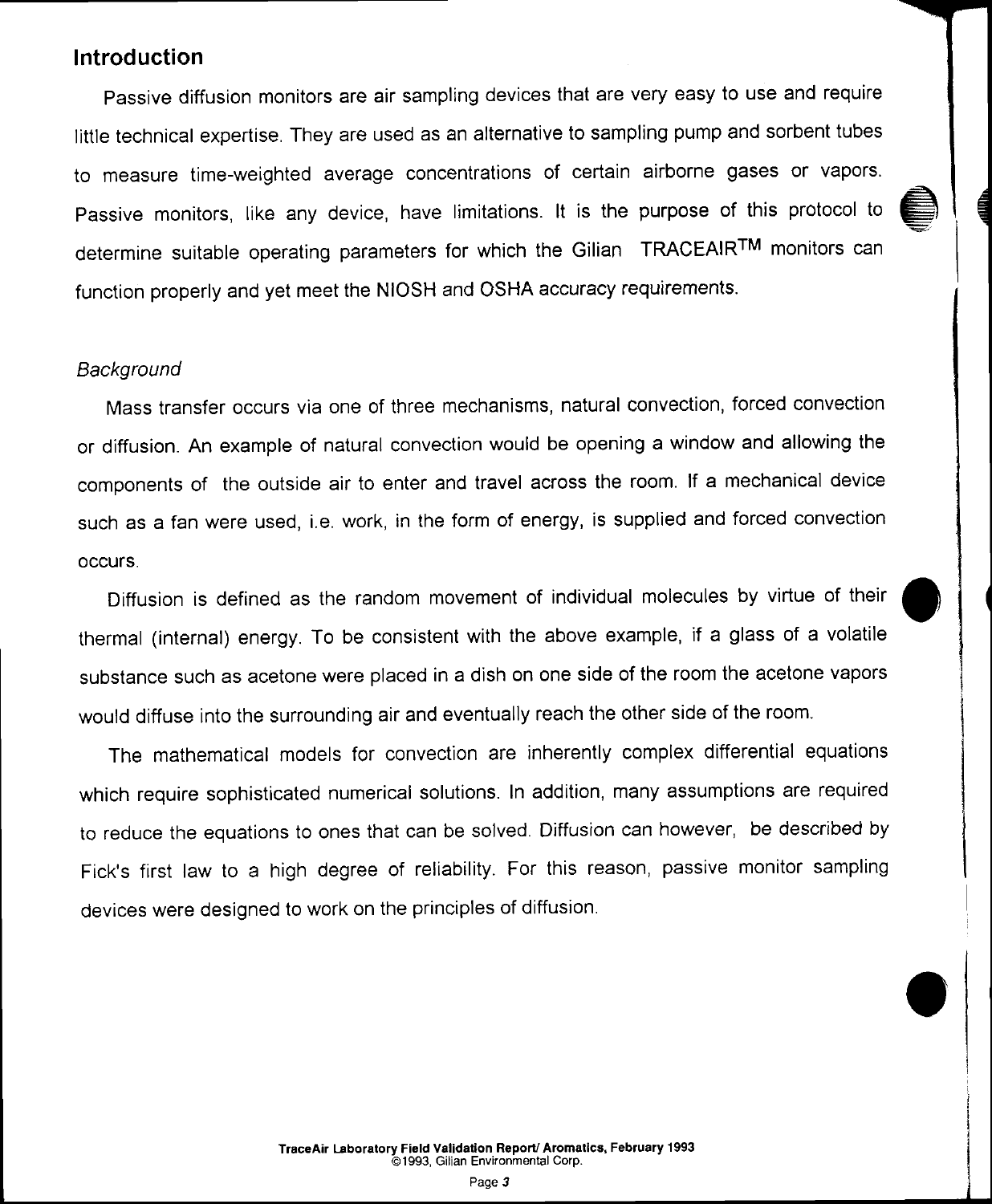## Introduction

Passive diffusion monitors are air sampling devices that are very easy to use and require little technical expertise. They are used as an alternative to sampling pump and sorbent tubes to measure time-weighted average concentrations of certain airborne gases or vapors. Passive monitors, like any device, have limitations. It is the purpose of this protocol to determine suitable operating parameters for which the Gilian TRACEAIR™ monitors can function properly and yet meet the NIOSH and OSHA accuracy requirements.

### *Background*

Mass transfer occurs via one of three mechanisms, natural convection, forced convection or diffusion. An example of natural convection would be opening a window and allowing the components of the outside air to enter and travel across the room. If a mechanical device such as a fan were used, i.e. work, in the form of energy, is supplied and forced convection occurs.

Diffusion is defined as the random movement of individual molecules by virtue of their thermal (internal) energy. To be consistent with the above example, if a glass of a volatile substance such as acetone were placed in a dish on one side of the room the acetone vapors would diffuse into the surrounding air and eventually reach the other side of the room.

The mathematical models for convection are inherently complex differential equations which require sophisticated numerical solutions. In addition, many assumptions are required to reduce the equations to ones that can be solved. Diffusion can however, be described by Fick's first law to a high degree of reliability. For this reason, passive monitor sampling devices were designed to work on the principles of diffusion.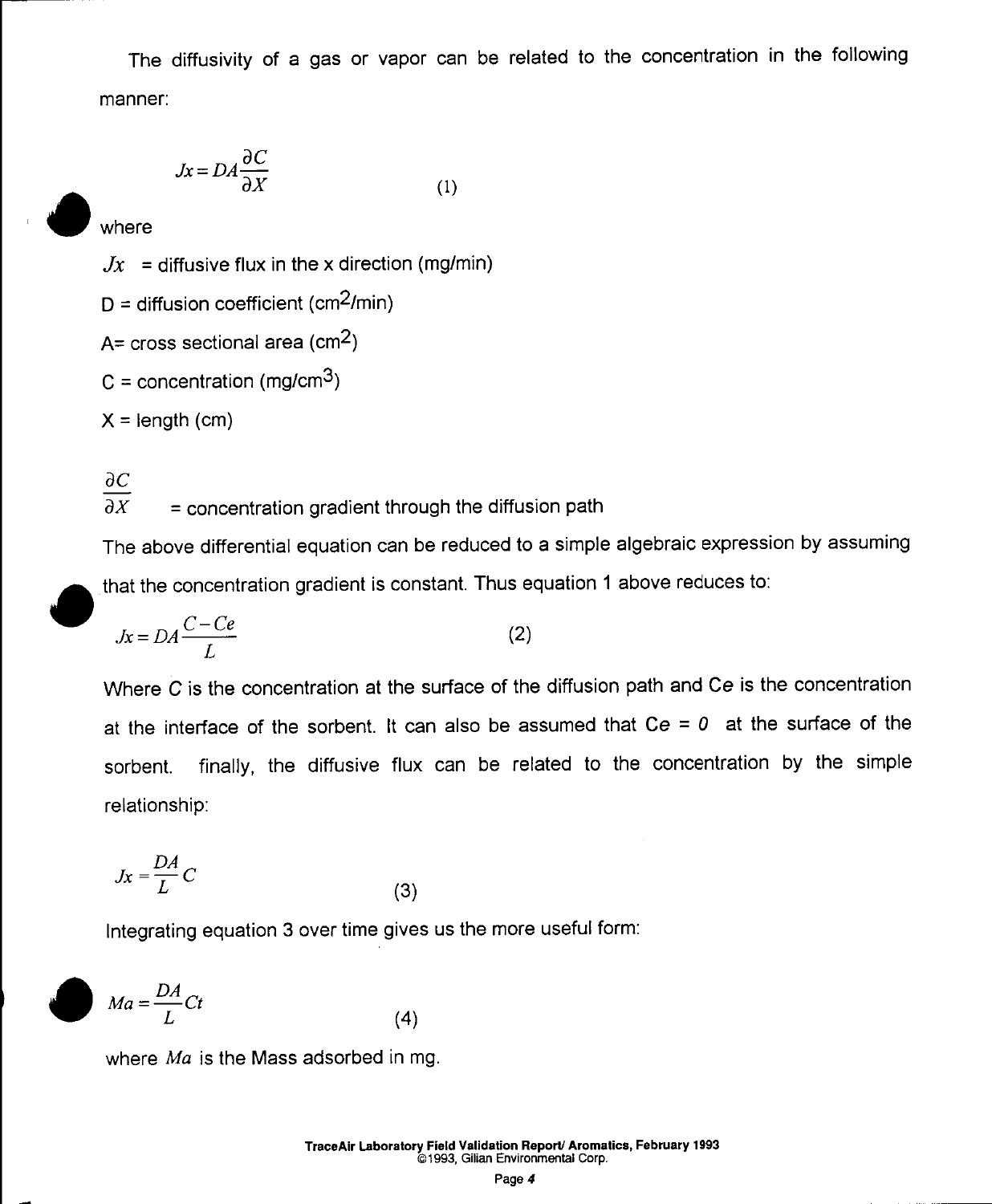The diffusivity of a gas or vapor can be related to the concentration in the following manner:

$$Jx = DA\frac{\partial C}{\partial X} \qquad (1)$$

where

$Jx$ = diffusive flux in the x direction (mg/min)

D = diffusion coefficient ($cm^2$/min)

A= cross sectional area ($cm^2$)

C = concentration (mg/$cm^3$)

X = length (cm)

$\frac{\partial C}{\partial X}$ = concentration gradient through the diffusion path

The above differential equation can be reduced to a simple algebraic expression by assuming that the concentration gradient is constant. Thus equation 1 above reduces to:

$$Jx = DA\frac{C - Ce}{L} \qquad (2)$$

Where $C$ is the concentration at the surface of the diffusion path and $Ce$ is the concentration at the interface of the sorbent. It can also be assumed that $Ce = 0$ at the surface of the sorbent. finally, the diffusive flux can be related to the concentration by the simple relationship:

$$Jx = \frac{DA}{L}C \qquad (3)$$

Integrating equation 3 over time gives us the more useful form:

$$Ma = \frac{DA}{L}Ct \qquad (4)$$

where $Ma$ is the Mass adsorbed in mg.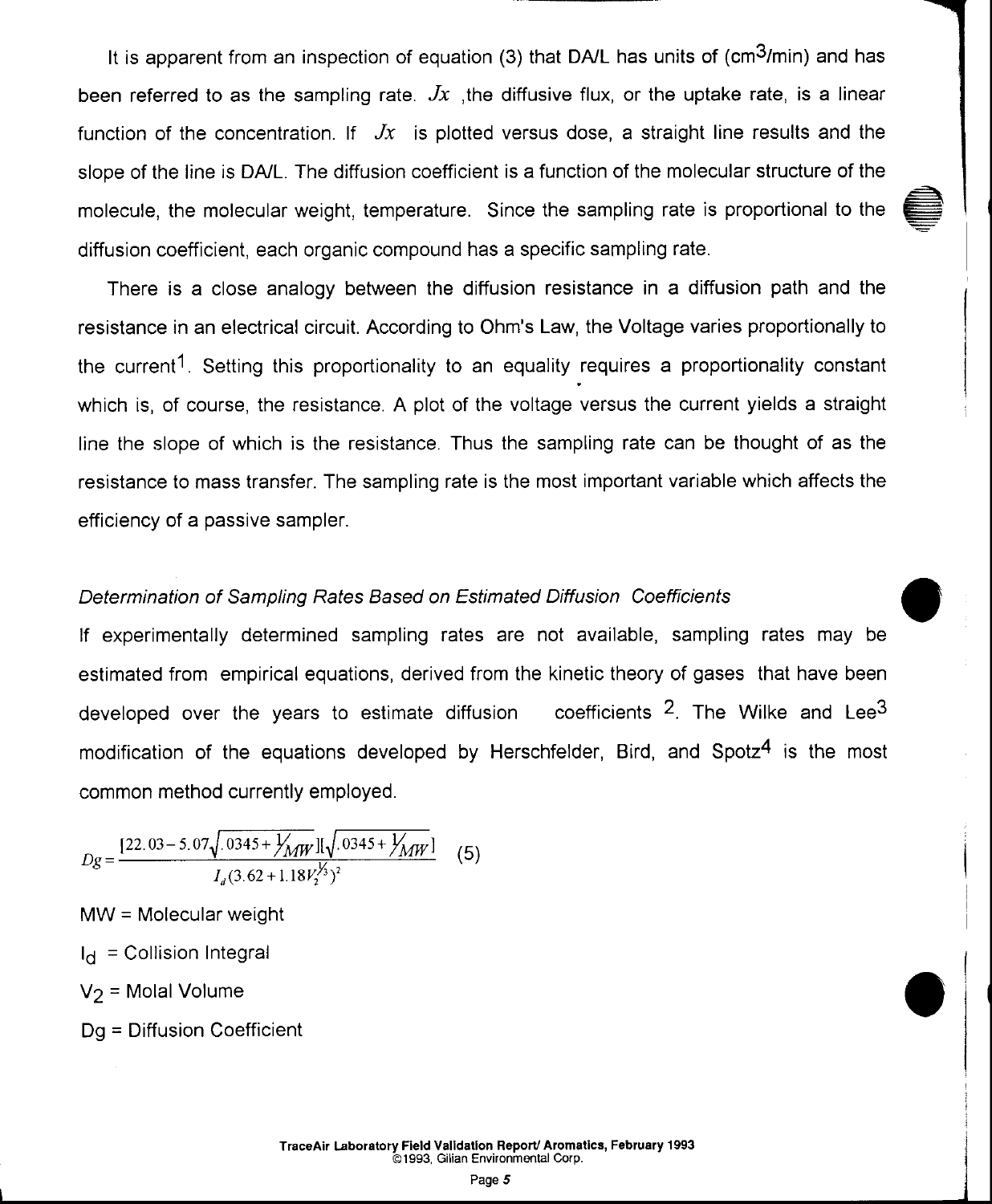It is apparent from an inspection of equation (3) that DA/L has units of ($cm^3$/min) and has been referred to as the sampling rate. $Jx$ ,the diffusive flux, or the uptake rate, is a linear function of the concentration. If $Jx$ is plotted versus dose, a straight line results and the slope of the line is DA/L. The diffusion coefficient is a function of the molecular structure of the molecule, the molecular weight, temperature. Since the sampling rate is proportional to the diffusion coefficient, each organic compound has a specific sampling rate.

There is a close analogy between the diffusion resistance in a diffusion path and the resistance in an electrical circuit. According to Ohm's Law, the Voltage varies proportionally to the current[1]. Setting this proportionality to an equality requires a proportionality constant which is, of course, the resistance. A plot of the voltage versus the current yields a straight line the slope of which is the resistance. Thus the sampling rate can be thought of as the resistance to mass transfer. The sampling rate is the most important variable which affects the efficiency of a passive sampler.

*Determination of Sampling Rates Based on Estimated Diffusion Coefficients*

If experimentally determined sampling rates are not available, sampling rates may be estimated from empirical equations, derived from the kinetic theory of gases that have been developed over the years to estimate diffusion coefficients [2]. The Wilke and Lee[3] modification of the equations developed by Herschfelder, Bird, and Spotz[4] is the most common method currently employed.

$$Dg = \frac{[22.03 - 5.07\sqrt{.0345 + 1/MW}][\sqrt{.0345 + 1/MW}]}{I_d(3.62 + 1.18V_2^{1/3})^2} \quad (5)$$

MW = Molecular weight

$I_d$ = Collision Integral

$V_2$ = Molal Volume

Dg = Diffusion Coefficient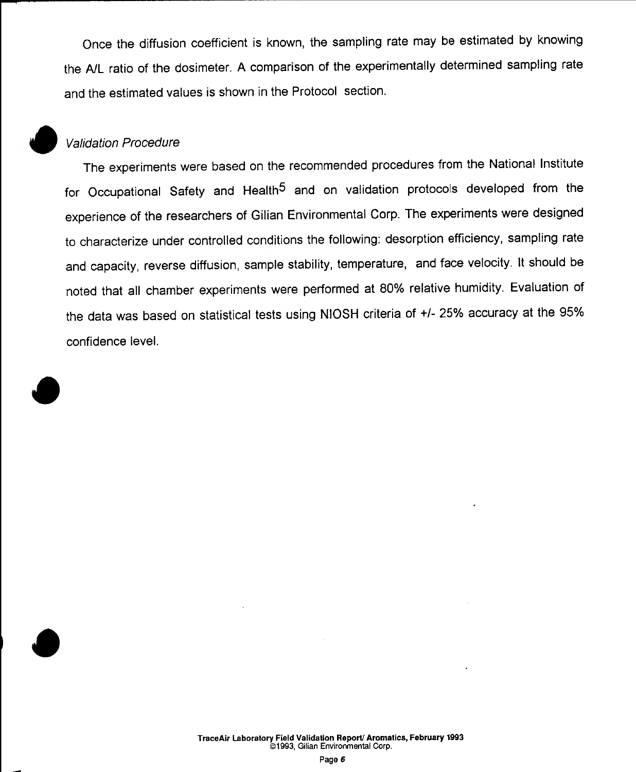Once the diffusion coefficient is known, the sampling rate may be estimated by knowing the A/L ratio of the dosimeter. A comparison of the experimentally determined sampling rate and the estimated values is shown in the Protocol section.

### *Validation Procedure*

The experiments were based on the recommended procedures from the National Institute for Occupational Safety and Health[5] and on validation protocols developed from the experience of the researchers of Gilian Environmental Corp. The experiments were designed to characterize under controlled conditions the following: desorption efficiency, sampling rate and capacity, reverse diffusion, sample stability, temperature, and face velocity. It should be noted that all chamber experiments were performed at 80% relative humidity. Evaluation of the data was based on statistical tests using NIOSH criteria of +/- 25% accuracy at the 95% confidence level.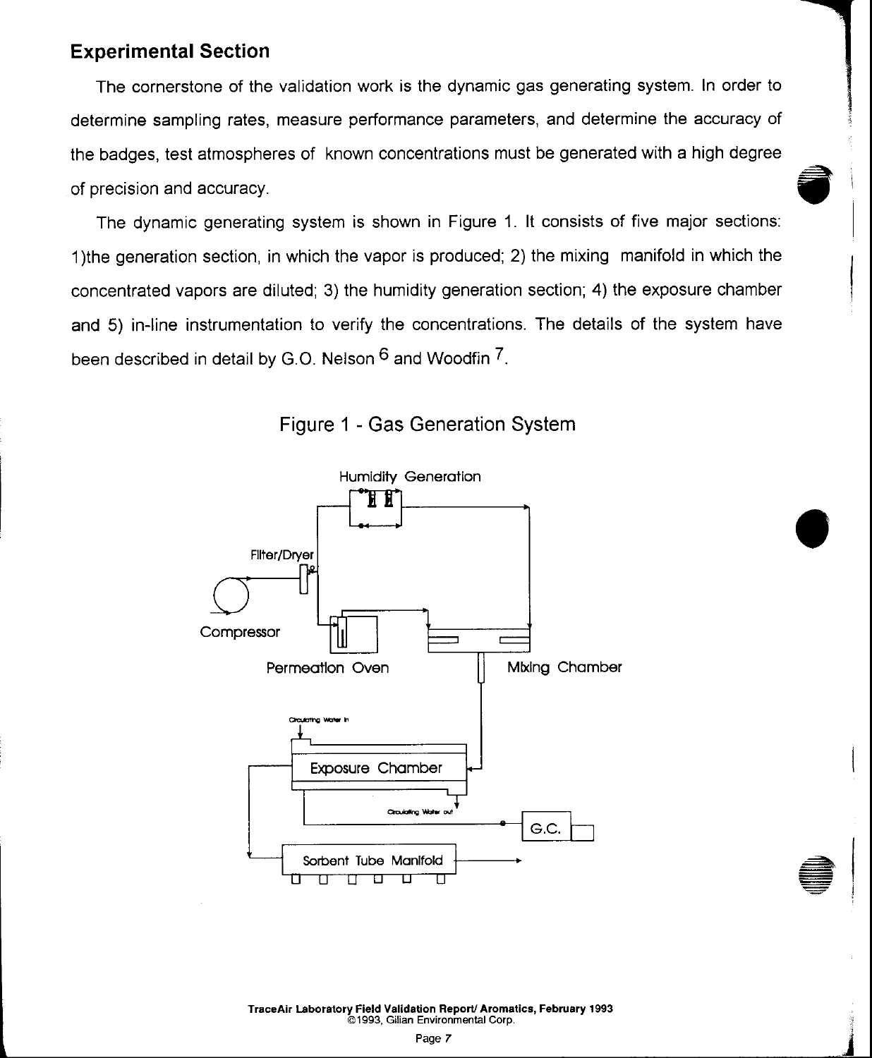## Experimental Section

The cornerstone of the validation work is the dynamic gas generating system. In order to determine sampling rates, measure performance parameters, and determine the accuracy of the badges, test atmospheres of known concentrations must be generated with a high degree of precision and accuracy.

The dynamic generating system is shown in Figure 1. It consists of five major sections: 1)the generation section, in which the vapor is produced; 2) the mixing manifold in which the concentrated vapors are diluted; 3) the humidity generation section; 4) the exposure chamber and 5) in-line instrumentation to verify the concentrations. The details of the system have been described in detail by G.O. Nelson [6] and Woodfin [7].

Figure 1 - Gas Generation System

Humidity Generation

Filter/Dryer

Compressor

Permeation Oven

Mixing Chamber

Circulating Water In

Exposure Chamber

Circulating Water out

G.C.

Sorbent Tube Manifold

TraceAir Laboratory Field Validation Report/ Aromatics, February 1993
©1993, Gilian Environmental Corp.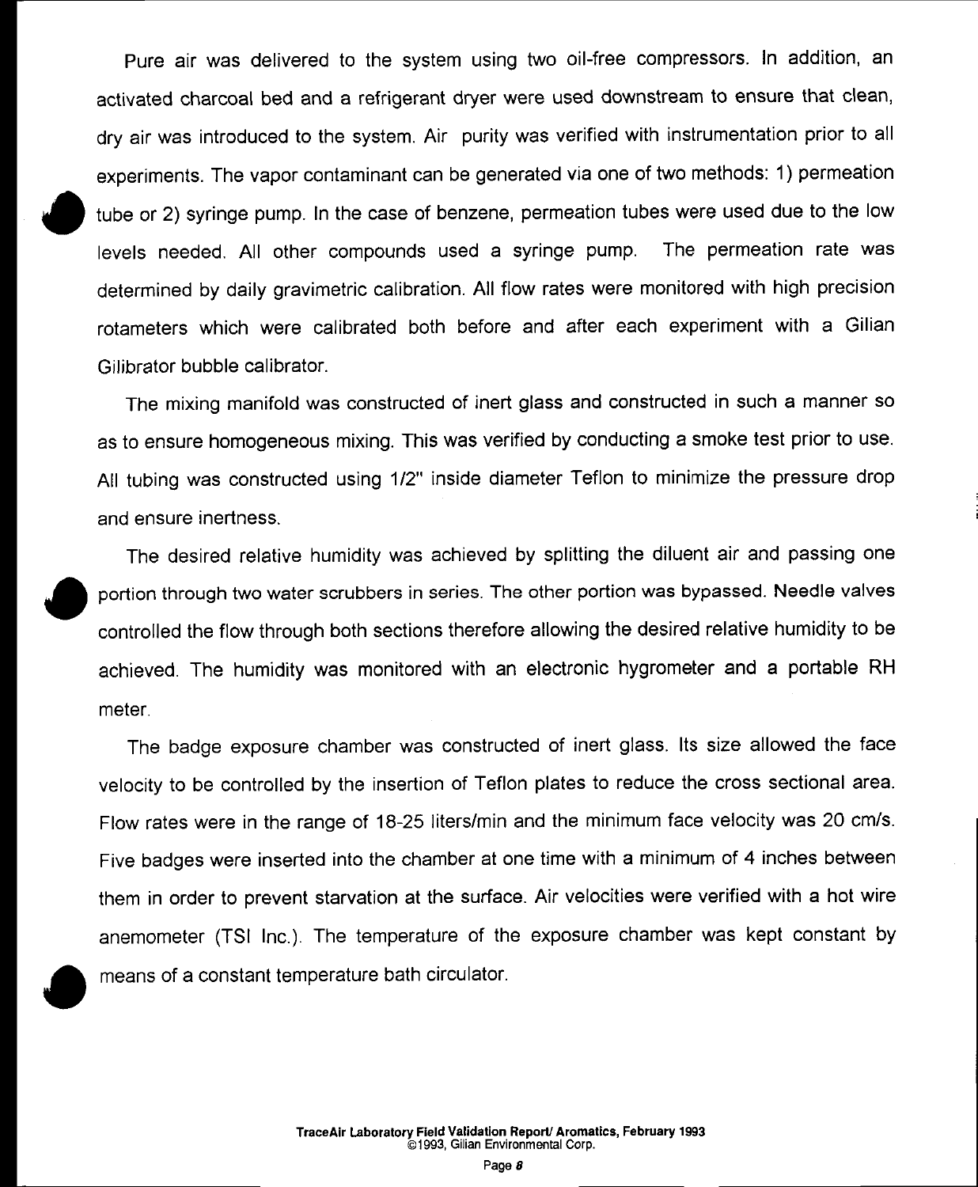Pure air was delivered to the system using two oil-free compressors. In addition, an activated charcoal bed and a refrigerant dryer were used downstream to ensure that clean, dry air was introduced to the system. Air purity was verified with instrumentation prior to all experiments. The vapor contaminant can be generated via one of two methods: 1) permeation tube or 2) syringe pump. In the case of benzene, permeation tubes were used due to the low levels needed. All other compounds used a syringe pump. The permeation rate was determined by daily gravimetric calibration. All flow rates were monitored with high precision rotameters which were calibrated both before and after each experiment with a Gilian Gilibrator bubble calibrator.

The mixing manifold was constructed of inert glass and constructed in such a manner so as to ensure homogeneous mixing. This was verified by conducting a smoke test prior to use. All tubing was constructed using 1/2" inside diameter Teflon to minimize the pressure drop and ensure inertness.

The desired relative humidity was achieved by splitting the diluent air and passing one portion through two water scrubbers in series. The other portion was bypassed. Needle valves controlled the flow through both sections therefore allowing the desired relative humidity to be achieved. The humidity was monitored with an electronic hygrometer and a portable RH meter.

The badge exposure chamber was constructed of inert glass. Its size allowed the face velocity to be controlled by the insertion of Teflon plates to reduce the cross sectional area. Flow rates were in the range of 18-25 liters/min and the minimum face velocity was 20 cm/s. Five badges were inserted into the chamber at one time with a minimum of 4 inches between them in order to prevent starvation at the surface. Air velocities were verified with a hot wire anemometer (TSI Inc.). The temperature of the exposure chamber was kept constant by means of a constant temperature bath circulator.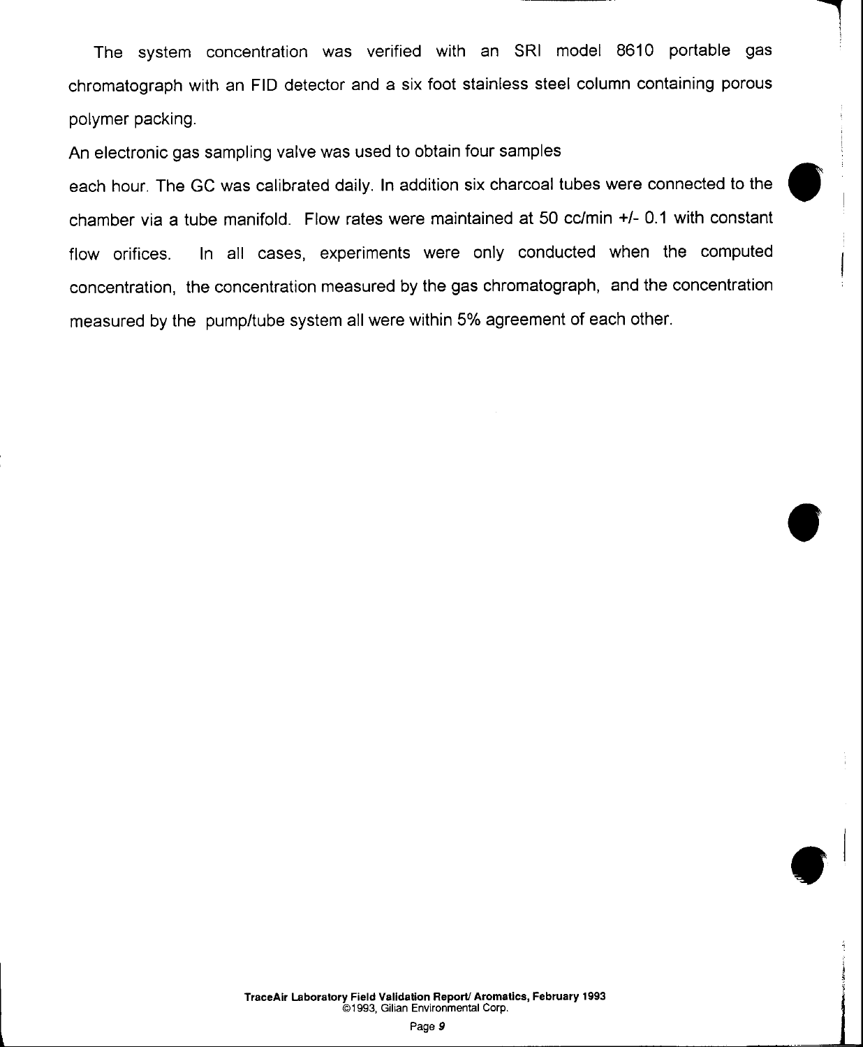The system concentration was verified with an SRI model 8610 portable gas chromatograph with an FID detector and a six foot stainless steel column containing porous polymer packing.

An electronic gas sampling valve was used to obtain four samples each hour. The GC was calibrated daily. In addition six charcoal tubes were connected to the chamber via a tube manifold. Flow rates were maintained at 50 cc/min +/- 0.1 with constant flow orifices. In all cases, experiments were only conducted when the computed concentration, the concentration measured by the gas chromatograph, and the concentration measured by the pump/tube system all were within 5% agreement of each other.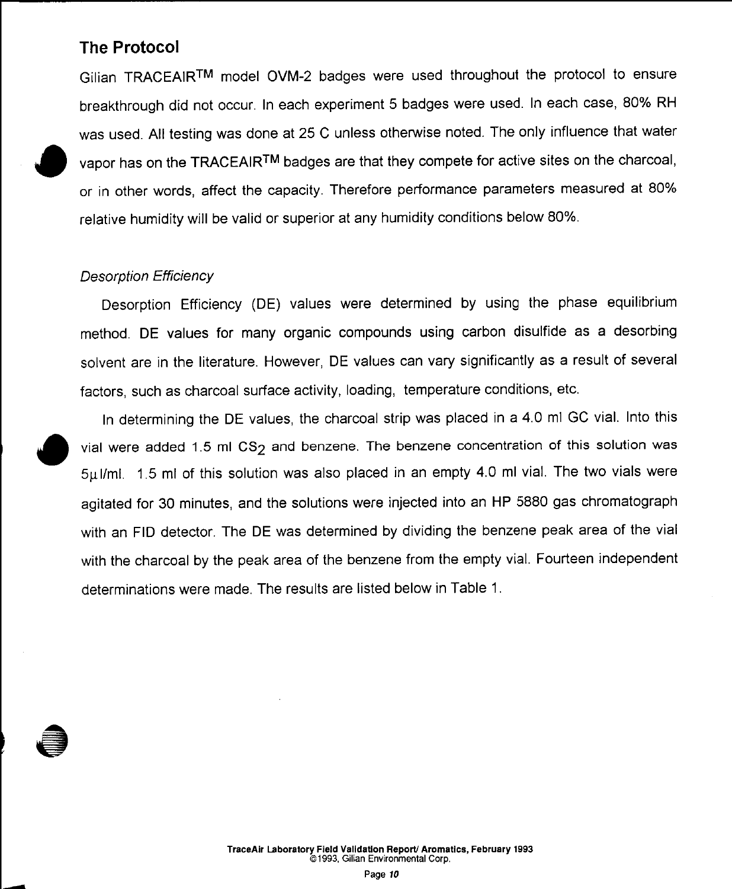## The Protocol

Gilian TRACEAIR™ model OVM-2 badges were used throughout the protocol to ensure breakthrough did not occur. In each experiment 5 badges were used. In each case, 80% RH was used. All testing was done at 25 C unless otherwise noted. The only influence that water vapor has on the TRACEAIR™ badges are that they compete for active sites on the charcoal, or in other words, affect the capacity. Therefore performance parameters measured at 80% relative humidity will be valid or superior at any humidity conditions below 80%.

*Desorption Efficiency*

Desorption Efficiency (DE) values were determined by using the phase equilibrium method. DE values for many organic compounds using carbon disulfide as a desorbing solvent are in the literature. However, DE values can vary significantly as a result of several factors, such as charcoal surface activity, loading, temperature conditions, etc.

In determining the DE values, the charcoal strip was placed in a 4.0 ml GC vial. Into this vial were added 1.5 ml $CS_2$ and benzene. The benzene concentration of this solution was 5μl/ml. 1.5 ml of this solution was also placed in an empty 4.0 ml vial. The two vials were agitated for 30 minutes, and the solutions were injected into an HP 5880 gas chromatograph with an FID detector. The DE was determined by dividing the benzene peak area of the vial with the charcoal by the peak area of the benzene from the empty vial. Fourteen independent determinations were made. The results are listed below in Table 1.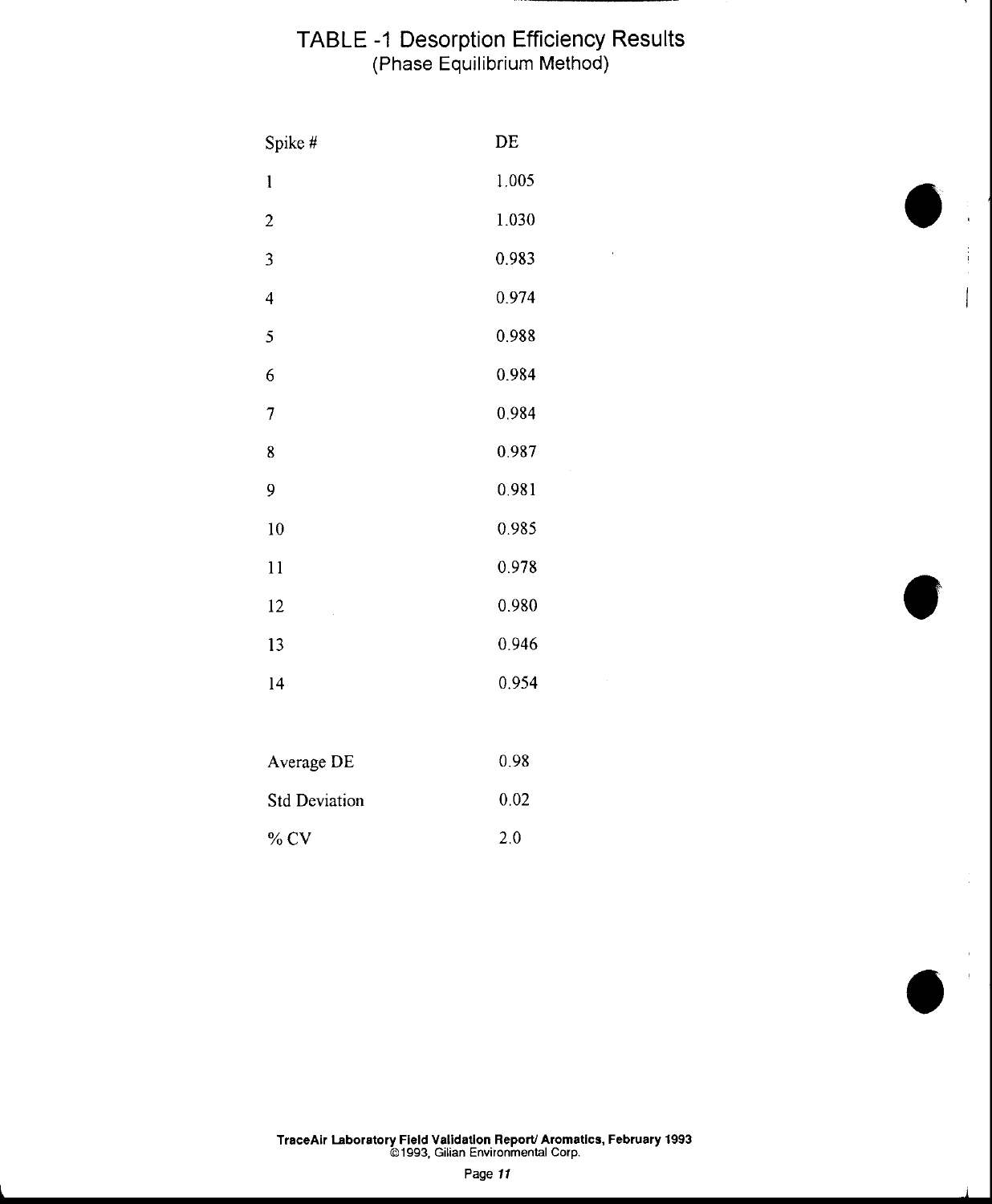# TABLE -1 Desorption Efficiency Results

(Phase Equilibrium Method)

| Spike # | DE |
|---|---|
| 1 | 1.005 |
| 2 | 1.030 |
| 3 | 0.983 |
| 4 | 0.974 |
| 5 | 0.988 |
| 6 | 0.984 |
| 7 | 0.984 |
| 8 | 0.987 |
| 9 | 0.981 |
| 10 | 0.985 |
| 11 | 0.978 |
| 12 | 0.980 |
| 13 | 0.946 |
| 14 | 0.954 |

| | |
|---|---|
| Average DE | 0.98 |
| Std Deviation | 0.02 |
| % CV | 2.0 |

**TraceAir Laboratory Field Validation Report/ Aromatics, February 1993**
©1993, Gilian Environmental Corp.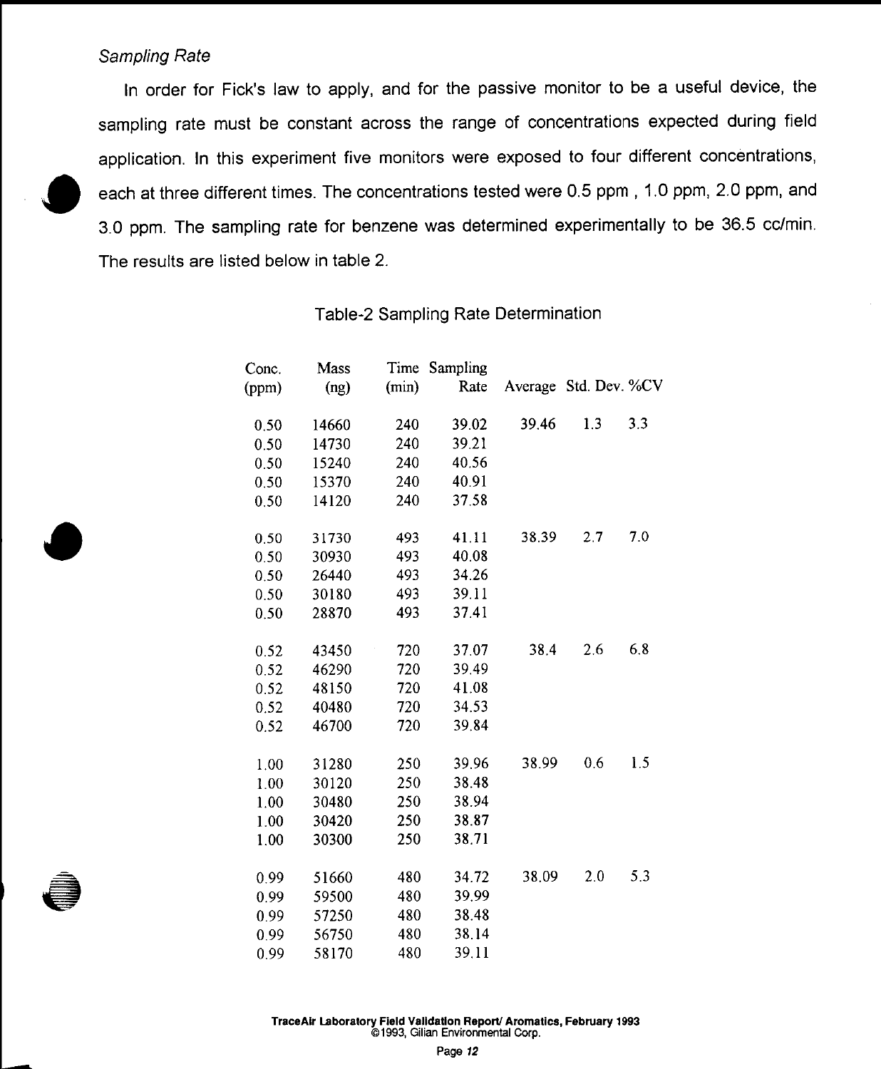*Sampling Rate*

In order for Fick's law to apply, and for the passive monitor to be a useful device, the sampling rate must be constant across the range of concentrations expected during field application. In this experiment five monitors were exposed to four different concentrations, each at three different times. The concentrations tested were 0.5 ppm , 1.0 ppm, 2.0 ppm, and 3.0 ppm. The sampling rate for benzene was determined experimentally to be 36.5 cc/min. The results are listed below in table 2.

Table-2 Sampling Rate Determination

| Conc. (ppm) | Mass (ng) | Time (min) | Sampling Rate | Average | Std. Dev. | %CV |
|---|---|---|---|---|---|---|
| 0.50 | 14660 | 240 | 39.02 | 39.46 | 1.3 | 3.3 |
| 0.50 | 14730 | 240 | 39.21 | | | |
| 0.50 | 15240 | 240 | 40.56 | | | |
| 0.50 | 15370 | 240 | 40.91 | | | |
| 0.50 | 14120 | 240 | 37.58 | | | |
| 0.50 | 31730 | 493 | 41.11 | 38.39 | 2.7 | 7.0 |
| 0.50 | 30930 | 493 | 40.08 | | | |
| 0.50 | 26440 | 493 | 34.26 | | | |
| 0.50 | 30180 | 493 | 39.11 | | | |
| 0.50 | 28870 | 493 | 37.41 | | | |
| 0.52 | 43450 | 720 | 37.07 | 38.4 | 2.6 | 6.8 |
| 0.52 | 46290 | 720 | 39.49 | | | |
| 0.52 | 48150 | 720 | 41.08 | | | |
| 0.52 | 40480 | 720 | 34.53 | | | |
| 0.52 | 46700 | 720 | 39.84 | | | |
| 1.00 | 31280 | 250 | 39.96 | 38.99 | 0.6 | 1.5 |
| 1.00 | 30120 | 250 | 38.48 | | | |
| 1.00 | 30480 | 250 | 38.94 | | | |
| 1.00 | 30420 | 250 | 38.87 | | | |
| 1.00 | 30300 | 250 | 38.71 | | | |
| 0.99 | 51660 | 480 | 34.72 | 38.09 | 2.0 | 5.3 |
| 0.99 | 59500 | 480 | 39.99 | | | |
| 0.99 | 57250 | 480 | 38.48 | | | |
| 0.99 | 56750 | 480 | 38.14 | | | |
| 0.99 | 58170 | 480 | 39.11 | | | |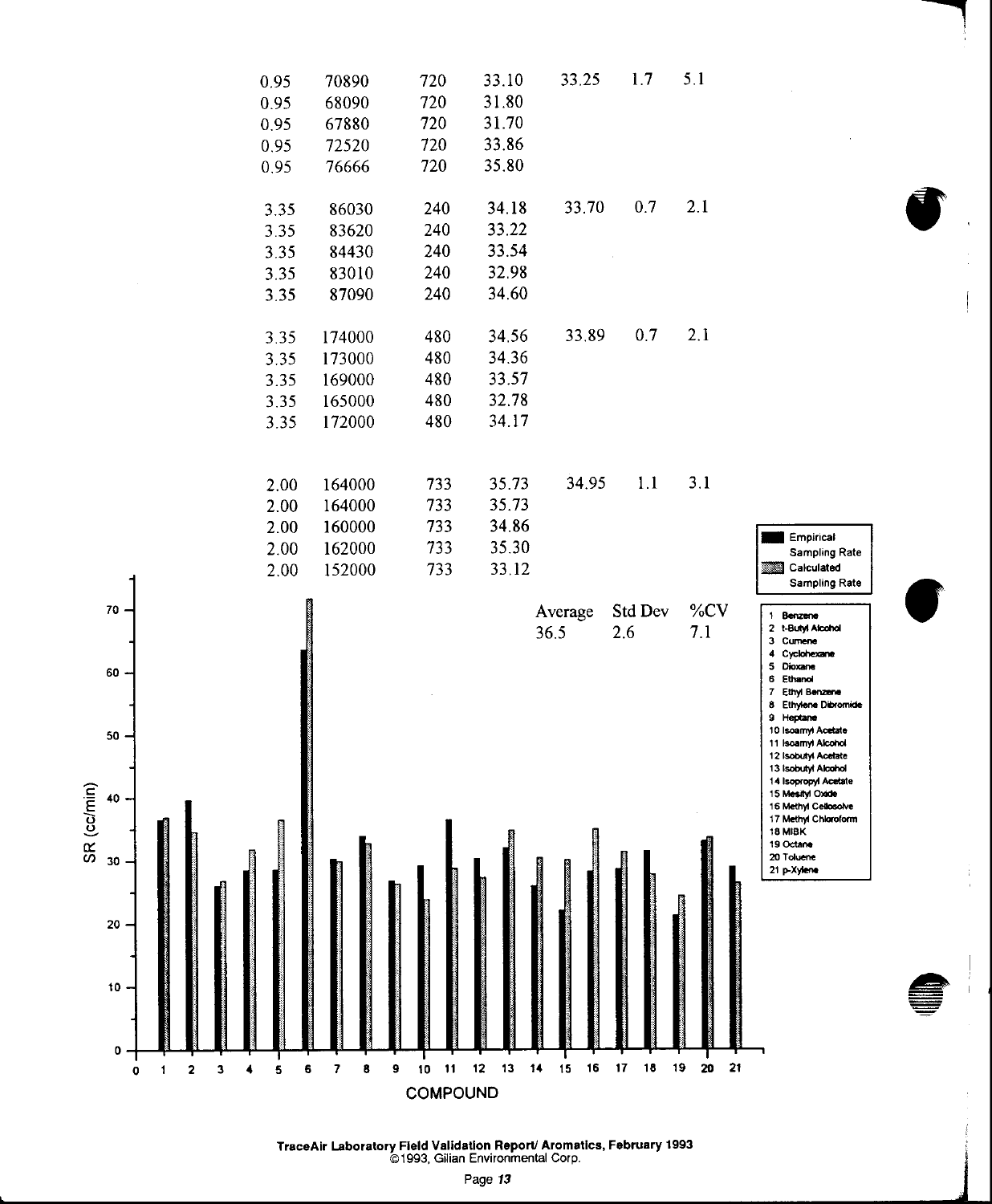| | | | | | | |
|---|---|---|---|---|---|---|
| 0.95 | 70890 | 720 | 33.10 | 33.25 | 1.7 | 5.1 |
| 0.95 | 68090 | 720 | 31.80 | | | |
| 0.95 | 67880 | 720 | 31.70 | | | |
| 0.95 | 72520 | 720 | 33.86 | | | |
| 0.95 | 76666 | 720 | 35.80 | | | |
| 3.35 | 86030 | 240 | 34.18 | 33.70 | 0.7 | 2.1 |
| 3.35 | 83620 | 240 | 33.22 | | | |
| 3.35 | 84430 | 240 | 33.54 | | | |
| 3.35 | 83010 | 240 | 32.98 | | | |
| 3.35 | 87090 | 240 | 34.60 | | | |
| 3.35 | 174000 | 480 | 34.56 | 33.89 | 0.7 | 2.1 |
| 3.35 | 173000 | 480 | 34.36 | | | |
| 3.35 | 169000 | 480 | 33.57 | | | |
| 3.35 | 165000 | 480 | 32.78 | | | |
| 3.35 | 172000 | 480 | 34.17 | | | |
| 2.00 | 164000 | 733 | 35.73 | 34.95 | 1.1 | 3.1 |
| 2.00 | 164000 | 733 | 35.73 | | | |
| 2.00 | 160000 | 733 | 34.86 | | | |
| 2.00 | 162000 | 733 | 35.30 | | | |
| 2.00 | 152000 | 733 | 33.12 | | | |

| Average | Std Dev | %CV |
|---|---|---|
| 36.5 | 2.6 | 7.1 |

SR (cc/min) vs. COMPOUND — Empirical Sampling Rate / Calculated Sampling Rate

1 Benzene
2 t-Butyl Alcohol
3 Cumene
4 Cyclohexane
5 Dioxane
6 Ethanol
7 Ethyl Benzene
8 Ethylene Dibromide
9 Heptane
10 Isoamyl Acetate
11 Isoamyl Alcohol
12 Isobutyl Acetate
13 Isobutyl Alcohol
14 Isopropyl Acetate
15 Mesityl Oxide
16 Methyl Cellosolve
17 Methyl Chloroform
18 MIBK
19 Octane
20 Toluene
21 p-Xylene

TraceAir Laboratory Field Validation Report/ Aromatics, February 1993
©1993, Gilian Environmental Corp.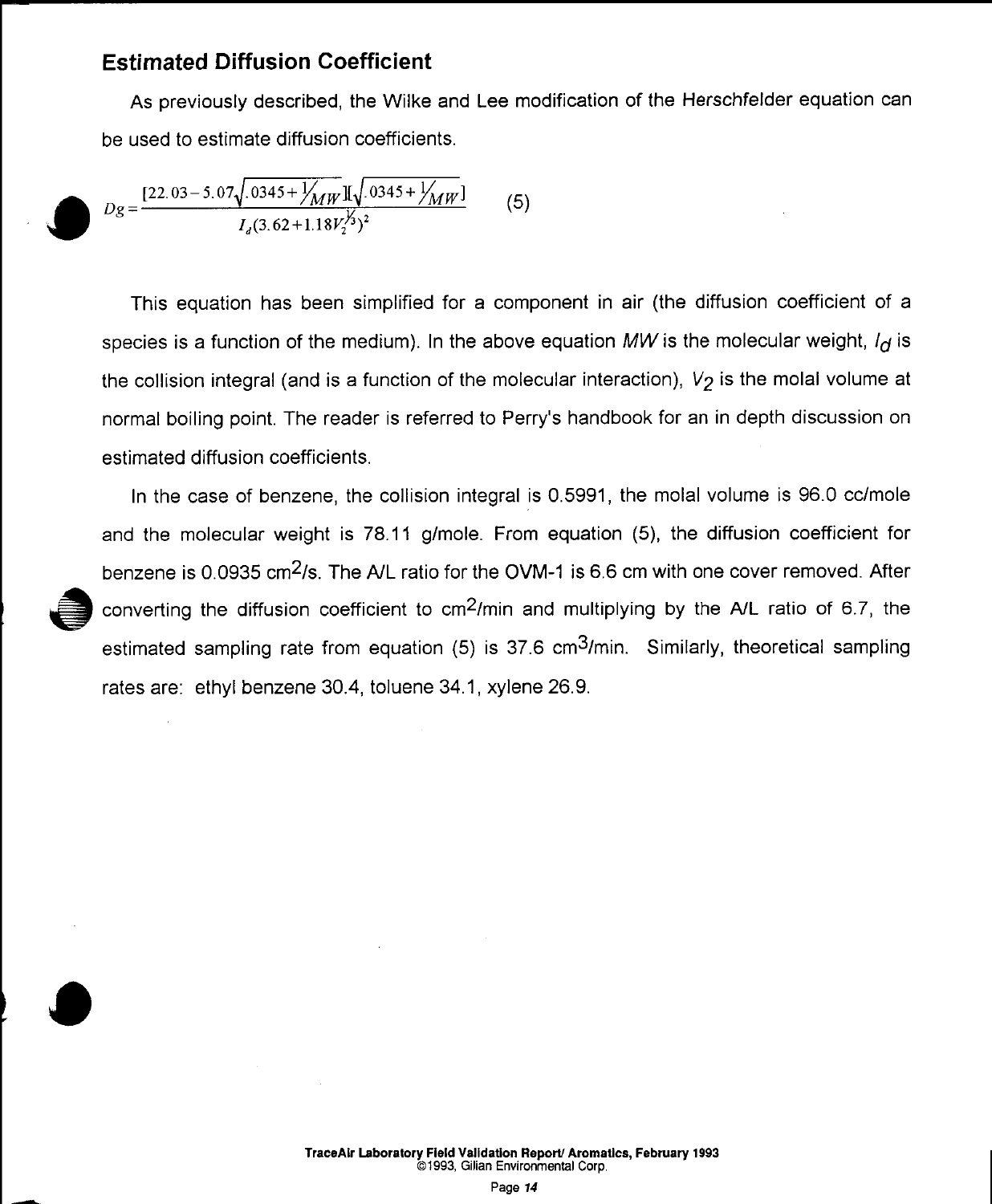## Estimated Diffusion Coefficient

As previously described, the Wilke and Lee modification of the Herschfelder equation can be used to estimate diffusion coefficients.

$$Dg = \frac{[22.03 - 5.07\sqrt{.0345 + \frac{1}{MW}}][\sqrt{.0345 + \frac{1}{MW}}]}{I_d(3.62 + 1.18V_2^{\frac{1}{3}})^2} \qquad (5)$$

This equation has been simplified for a component in air (the diffusion coefficient of a species is a function of the medium). In the above equation $MW$ is the molecular weight, $I_d$ is the collision integral (and is a function of the molecular interaction), $V_2$ is the molal volume at normal boiling point. The reader is referred to Perry's handbook for an in depth discussion on estimated diffusion coefficients.

In the case of benzene, the collision integral is 0.5991, the molal volume is 96.0 cc/mole and the molecular weight is 78.11 g/mole. From equation (5), the diffusion coefficient for benzene is 0.0935 $cm^2/s$. The A/L ratio for the OVM-1 is 6.6 cm with one cover removed. After converting the diffusion coefficient to $cm^2/min$ and multiplying by the A/L ratio of 6.7, the estimated sampling rate from equation (5) is 37.6 $cm^3/min$. Similarly, theoretical sampling rates are: ethyl benzene 30.4, toluene 34.1, xylene 26.9.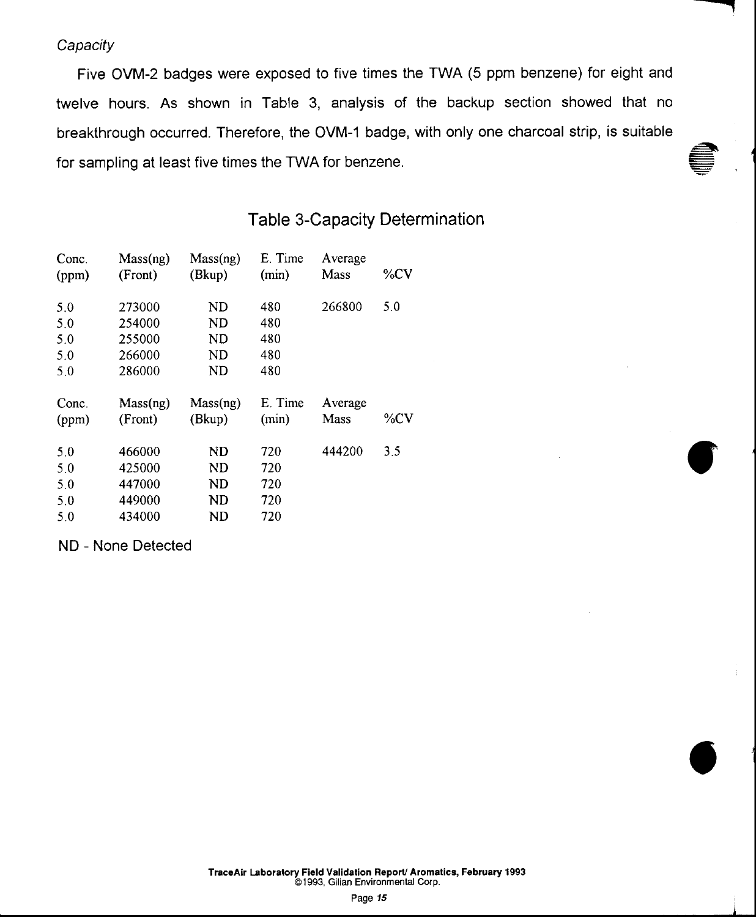*Capacity*

Five OVM-2 badges were exposed to five times the TWA (5 ppm benzene) for eight and twelve hours. As shown in Table 3, analysis of the backup section showed that no breakthrough occurred. Therefore, the OVM-1 badge, with only one charcoal strip, is suitable for sampling at least five times the TWA for benzene.

## Table 3-Capacity Determination

| Conc. (ppm) | Mass(ng) (Front) | Mass(ng) (Bkup) | E. Time (min) | Average Mass | %CV |
|---|---|---|---|---|---|
| 5.0 | 273000 | ND | 480 | 266800 | 5.0 |
| 5.0 | 254000 | ND | 480 | | |
| 5.0 | 255000 | ND | 480 | | |
| 5.0 | 266000 | ND | 480 | | |
| 5.0 | 286000 | ND | 480 | | |

| Conc. (ppm) | Mass(ng) (Front) | Mass(ng) (Bkup) | E. Time (min) | Average Mass | %CV |
|---|---|---|---|---|---|
| 5.0 | 466000 | ND | 720 | 444200 | 3.5 |
| 5.0 | 425000 | ND | 720 | | |
| 5.0 | 447000 | ND | 720 | | |
| 5.0 | 449000 | ND | 720 | | |
| 5.0 | 434000 | ND | 720 | | |

ND - None Detected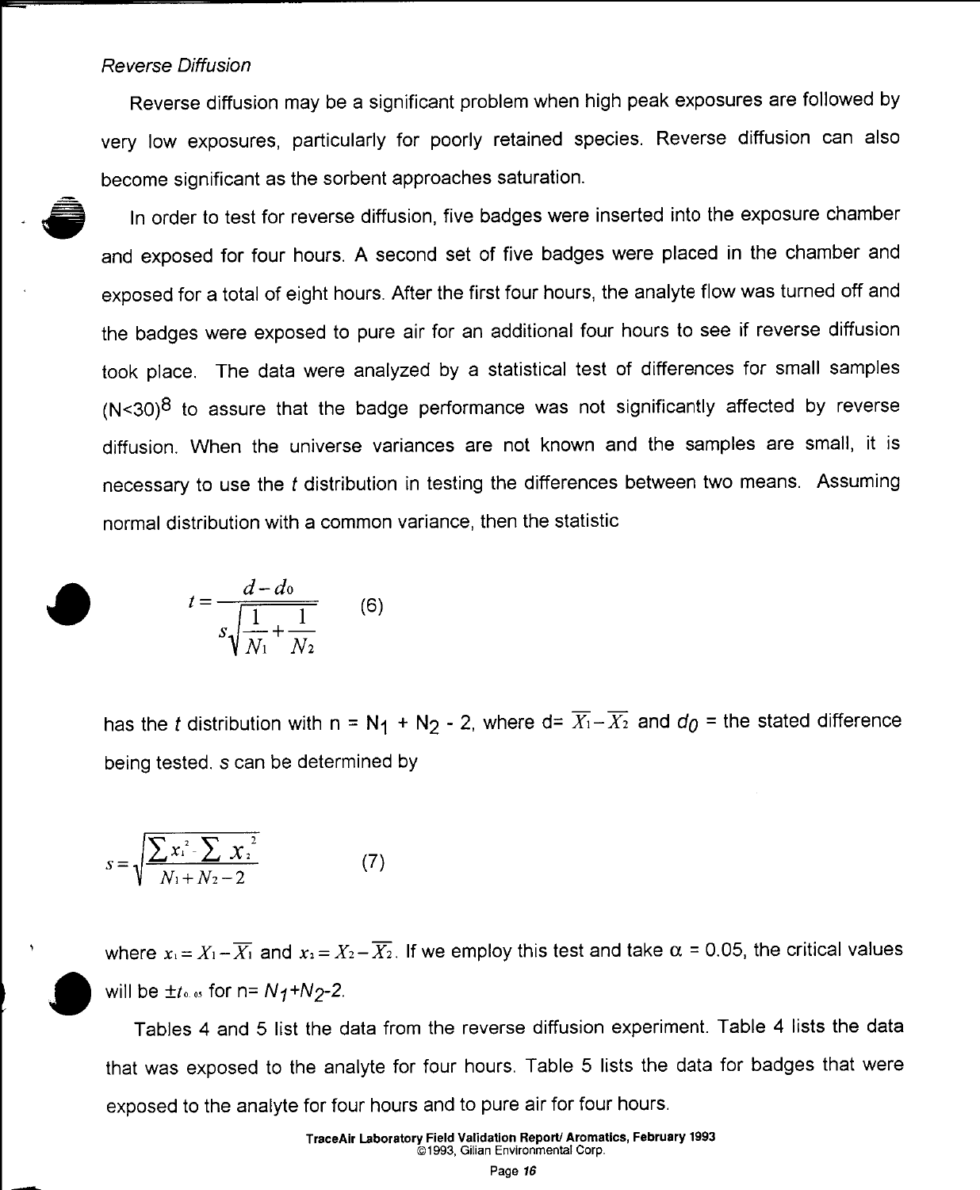*Reverse Diffusion*

Reverse diffusion may be a significant problem when high peak exposures are followed by very low exposures, particularly for poorly retained species. Reverse diffusion can also become significant as the sorbent approaches saturation.

In order to test for reverse diffusion, five badges were inserted into the exposure chamber and exposed for four hours. A second set of five badges were placed in the chamber and exposed for a total of eight hours. After the first four hours, the analyte flow was turned off and the badges were exposed to pure air for an additional four hours to see if reverse diffusion took place. The data were analyzed by a statistical test of differences for small samples (N<30)[8] to assure that the badge performance was not significantly affected by reverse diffusion. When the universe variances are not known and the samples are small, it is necessary to use the *t* distribution in testing the differences between two means. Assuming normal distribution with a common variance, then the statistic

$$t = \frac{d - d_0}{s\sqrt{\frac{1}{N_1} + \frac{1}{N_2}}} \qquad (6)$$

has the *t* distribution with n = $N_1 + N_2 - 2$, where d= $\overline{X_1} - \overline{X_2}$ and $d_0$ = the stated difference being tested. *s* can be determined by

$$s = \sqrt{\frac{\sum x_1^2 \cdot \sum x_2^2}{N_1 + N_2 - 2}} \qquad (7)$$

where $x_1 = X_1 - \overline{X_1}$ and $x_2 = X_2 - \overline{X_2}$. If we employ this test and take $\alpha$ = 0.05, the critical values will be $\pm t_{0.05}$ for n= $N_1 + N_2 - 2$.

Tables 4 and 5 list the data from the reverse diffusion experiment. Table 4 lists the data that was exposed to the analyte for four hours. Table 5 lists the data for badges that were exposed to the analyte for four hours and to pure air for four hours.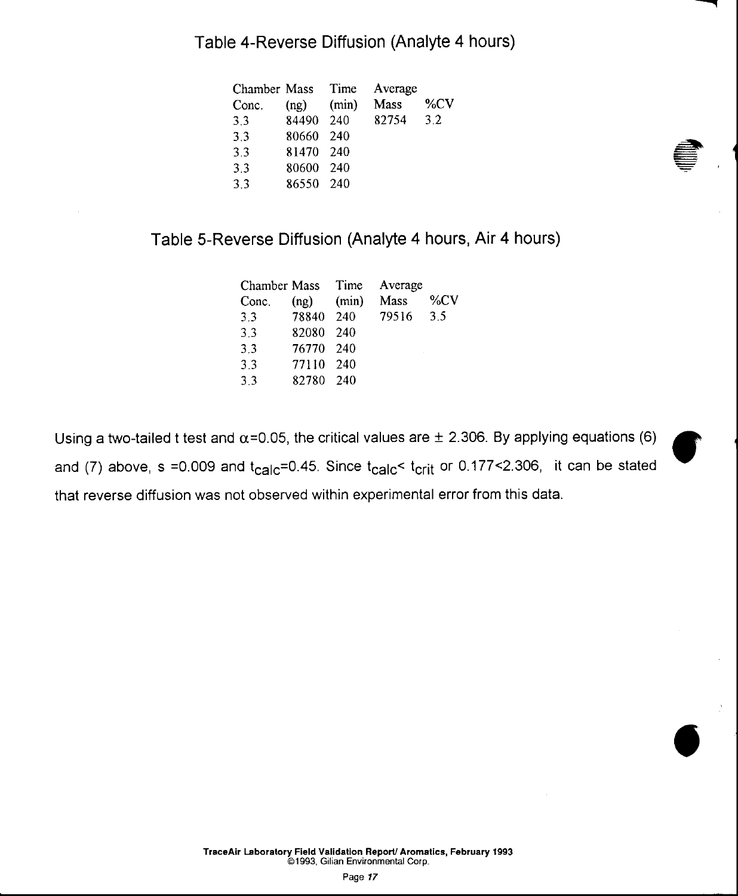## Table 4-Reverse Diffusion (Analyte 4 hours)

| Chamber Conc. | Mass (ng) | Time (min) | Average Mass | %CV |
|---|---|---|---|---|
| 3.3 | 84490 | 240 | 82754 | 3.2 |
| 3.3 | 80660 | 240 | | |
| 3.3 | 81470 | 240 | | |
| 3.3 | 80600 | 240 | | |
| 3.3 | 86550 | 240 | | |

## Table 5-Reverse Diffusion (Analyte 4 hours, Air 4 hours)

| Chamber Conc. | Mass (ng) | Time (min) | Average Mass | %CV |
|---|---|---|---|---|
| 3.3 | 78840 | 240 | 79516 | 3.5 |
| 3.3 | 82080 | 240 | | |
| 3.3 | 76770 | 240 | | |
| 3.3 | 77110 | 240 | | |
| 3.3 | 82780 | 240 | | |

Using a two-tailed t test and $\alpha$=0.05, the critical values are $\pm$ 2.306. By applying equations (6) and (7) above, s =0.009 and $t_{calc}$=0.45. Since $t_{calc} < t_{crit}$ or 0.177<2.306, it can be stated that reverse diffusion was not observed within experimental error from this data.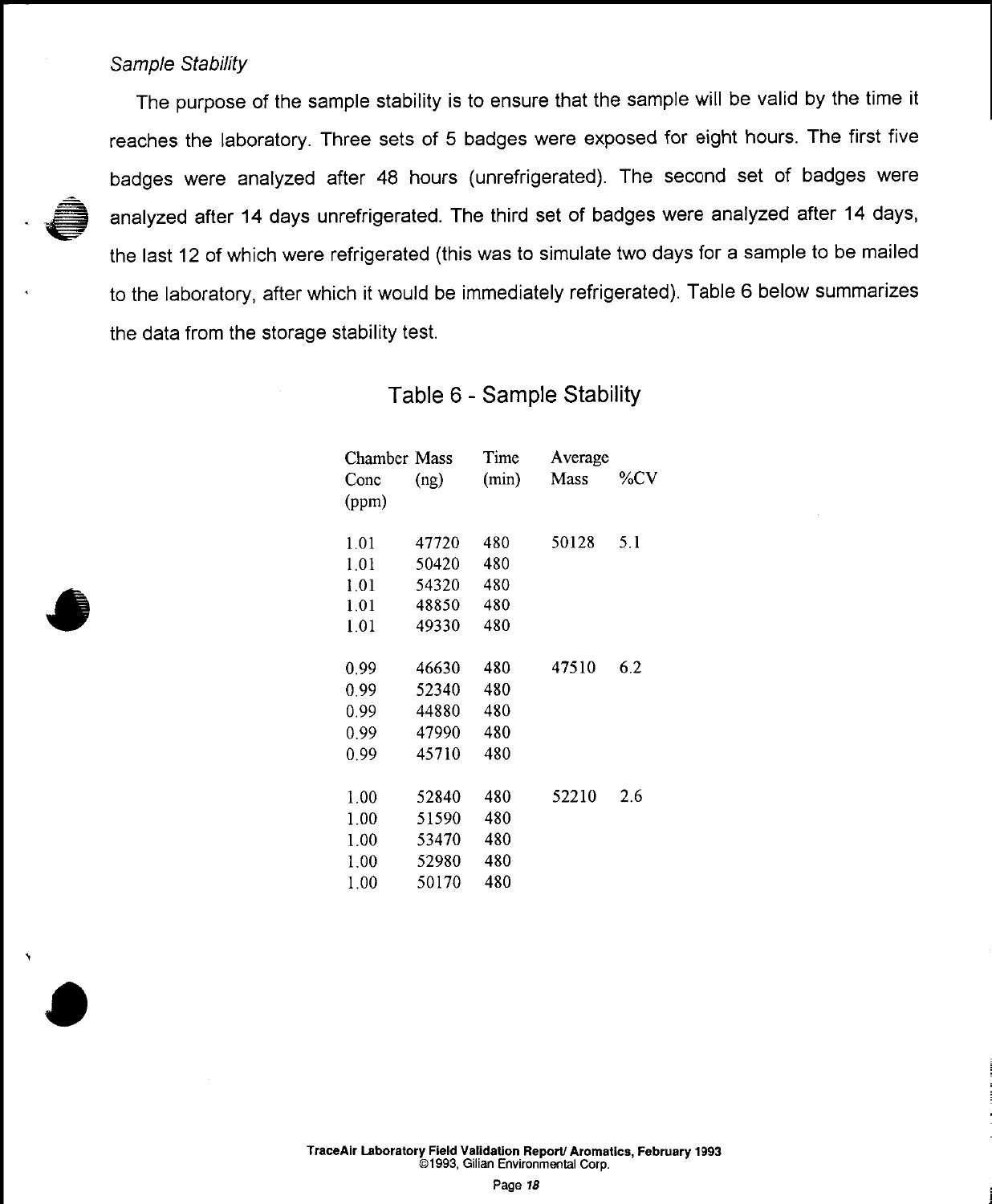*Sample Stability*

The purpose of the sample stability is to ensure that the sample will be valid by the time it reaches the laboratory. Three sets of 5 badges were exposed for eight hours. The first five badges were analyzed after 48 hours (unrefrigerated). The second set of badges were analyzed after 14 days unrefrigerated. The third set of badges were analyzed after 14 days, the last 12 of which were refrigerated (this was to simulate two days for a sample to be mailed to the laboratory, after which it would be immediately refrigerated). Table 6 below summarizes the data from the storage stability test.

## Table 6 - Sample Stability

| Chamber Conc (ppm) | Mass (ng) | Time (min) | Average Mass | %CV |
|---|---|---|---|---|
| 1.01 | 47720 | 480 | 50128 | 5.1 |
| 1.01 | 50420 | 480 | | |
| 1.01 | 54320 | 480 | | |
| 1.01 | 48850 | 480 | | |
| 1.01 | 49330 | 480 | | |
| 0.99 | 46630 | 480 | 47510 | 6.2 |
| 0.99 | 52340 | 480 | | |
| 0.99 | 44880 | 480 | | |
| 0.99 | 47990 | 480 | | |
| 0.99 | 45710 | 480 | | |
| 1.00 | 52840 | 480 | 52210 | 2.6 |
| 1.00 | 51590 | 480 | | |
| 1.00 | 53470 | 480 | | |
| 1.00 | 52980 | 480 | | |
| 1.00 | 50170 | 480 | | |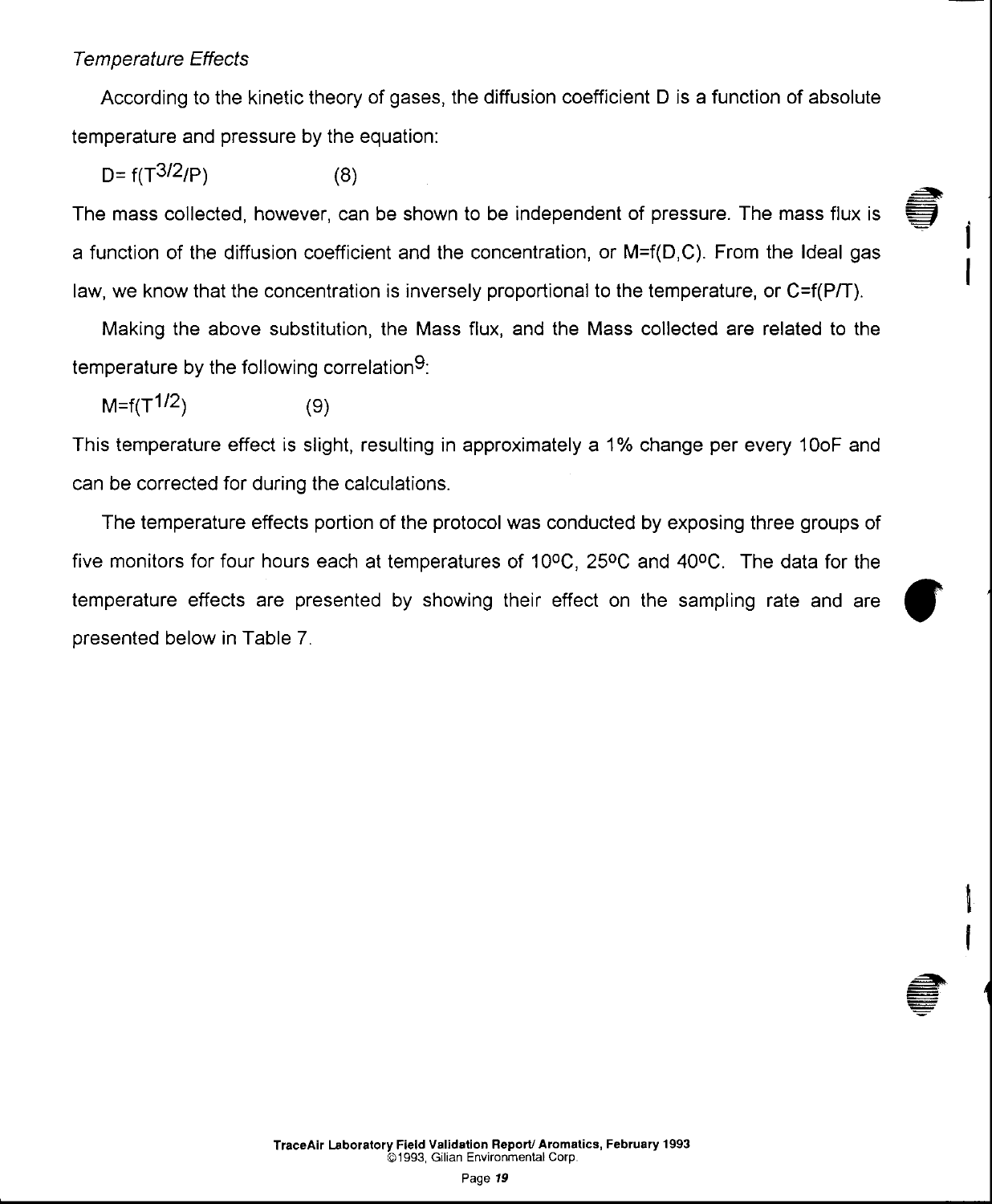*Temperature Effects*

According to the kinetic theory of gases, the diffusion coefficient D is a function of absolute temperature and pressure by the equation:

$$D= f(T^{3/2}/P) \qquad (8)$$

The mass collected, however, can be shown to be independent of pressure. The mass flux is a function of the diffusion coefficient and the concentration, or M=f(D,C). From the Ideal gas law, we know that the concentration is inversely proportional to the temperature, or C=f(P/T).

Making the above substitution, the Mass flux, and the Mass collected are related to the temperature by the following correlation[9]:

$$M=f(T^{1/2}) \qquad (9)$$

This temperature effect is slight, resulting in approximately a 1% change per every 10oF and can be corrected for during the calculations.

The temperature effects portion of the protocol was conducted by exposing three groups of five monitors for four hours each at temperatures of 10°C, 25°C and 40°C. The data for the temperature effects are presented by showing their effect on the sampling rate and are presented below in Table 7.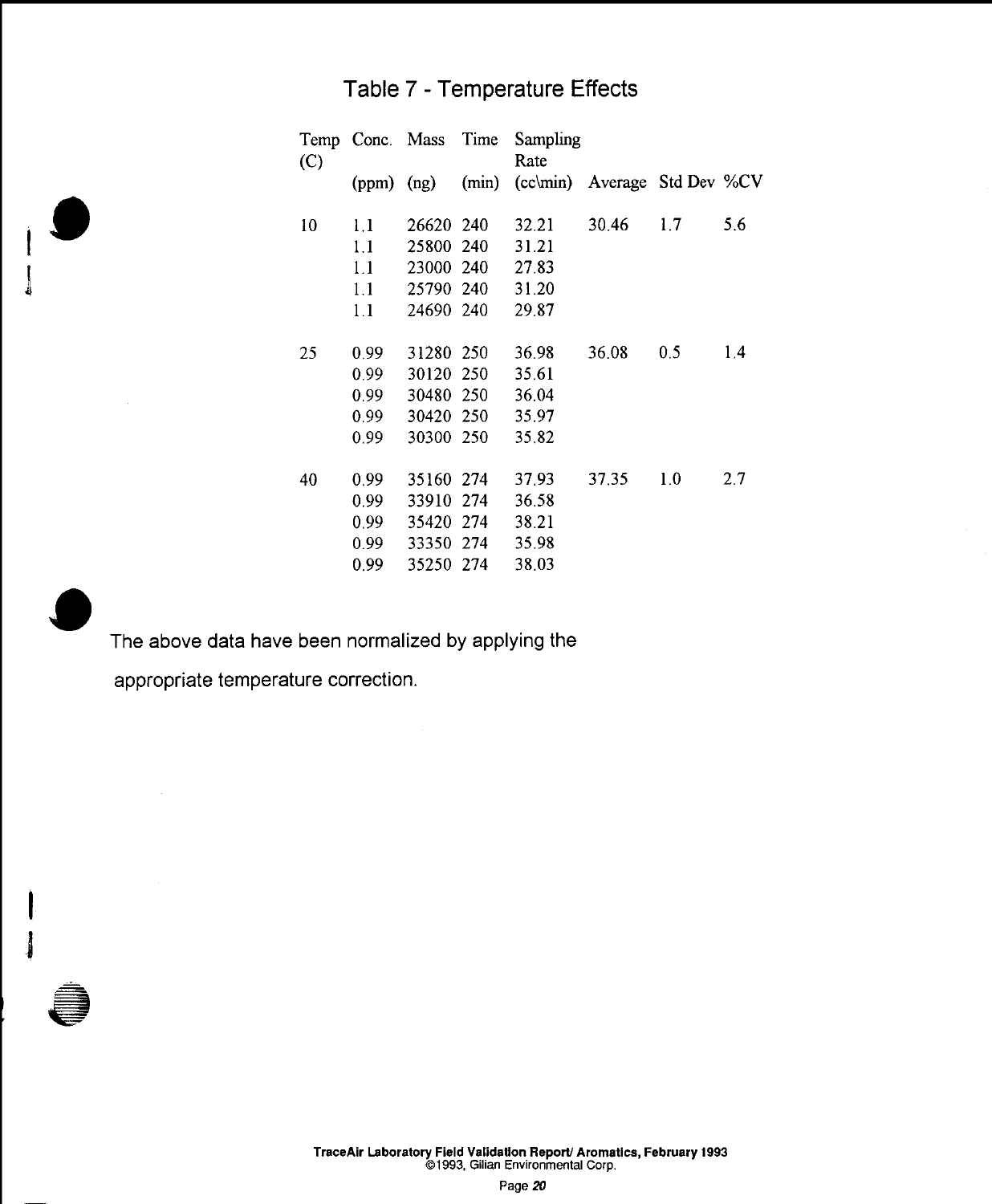# Table 7 - Temperature Effects

| Temp (C) | Conc. (ppm) | Mass (ng) | Time (min) | Sampling Rate (cc\min) | Average | Std Dev | %CV |
|---|---|---|---|---|---|---|---|
| 10 | 1.1 | 26620 | 240 | 32.21 | 30.46 | 1.7 | 5.6 |
| | 1.1 | 25800 | 240 | 31.21 | | | |
| | 1.1 | 23000 | 240 | 27.83 | | | |
| | 1.1 | 25790 | 240 | 31.20 | | | |
| | 1.1 | 24690 | 240 | 29.87 | | | |
| 25 | 0.99 | 31280 | 250 | 36.98 | 36.08 | 0.5 | 1.4 |
| | 0.99 | 30120 | 250 | 35.61 | | | |
| | 0.99 | 30480 | 250 | 36.04 | | | |
| | 0.99 | 30420 | 250 | 35.97 | | | |
| | 0.99 | 30300 | 250 | 35.82 | | | |
| 40 | 0.99 | 35160 | 274 | 37.93 | 37.35 | 1.0 | 2.7 |
| | 0.99 | 33910 | 274 | 36.58 | | | |
| | 0.99 | 35420 | 274 | 38.21 | | | |
| | 0.99 | 33350 | 274 | 35.98 | | | |
| | 0.99 | 35250 | 274 | 38.03 | | | |

The above data have been normalized by applying the appropriate temperature correction.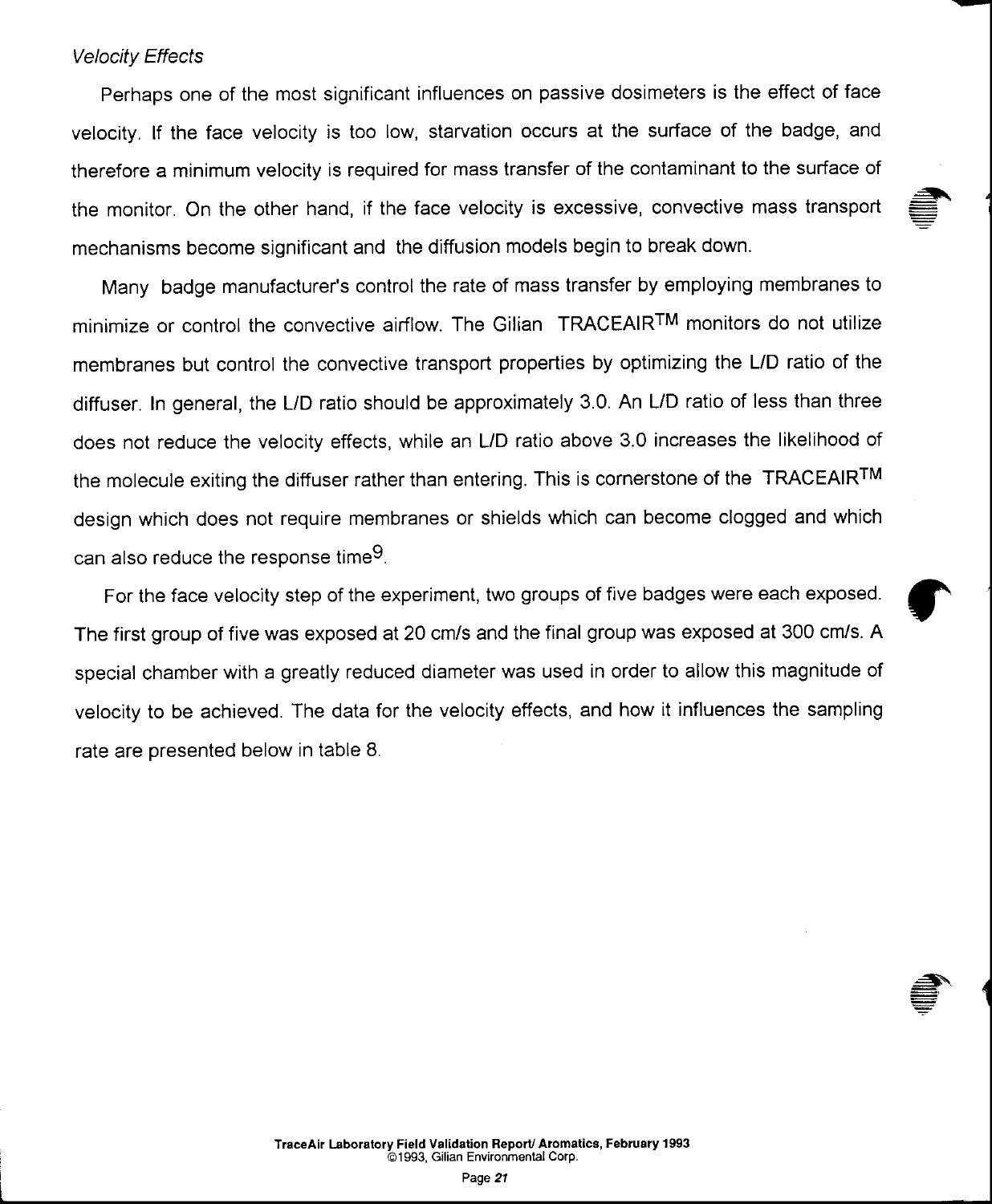*Velocity Effects*

Perhaps one of the most significant influences on passive dosimeters is the effect of face velocity. If the face velocity is too low, starvation occurs at the surface of the badge, and therefore a minimum velocity is required for mass transfer of the contaminant to the surface of the monitor. On the other hand, if the face velocity is excessive, convective mass transport mechanisms become significant and the diffusion models begin to break down.

Many badge manufacturer's control the rate of mass transfer by employing membranes to minimize or control the convective airflow. The Gilian TRACEAIR™ monitors do not utilize membranes but control the convective transport properties by optimizing the L/D ratio of the diffuser. In general, the L/D ratio should be approximately 3.0. An L/D ratio of less than three does not reduce the velocity effects, while an L/D ratio above 3.0 increases the likelihood of the molecule exiting the diffuser rather than entering. This is cornerstone of the TRACEAIR™ design which does not require membranes or shields which can become clogged and which can also reduce the response time[9].

For the face velocity step of the experiment, two groups of five badges were each exposed. The first group of five was exposed at 20 cm/s and the final group was exposed at 300 cm/s. A special chamber with a greatly reduced diameter was used in order to allow this magnitude of velocity to be achieved. The data for the velocity effects, and how it influences the sampling rate are presented below in table 8.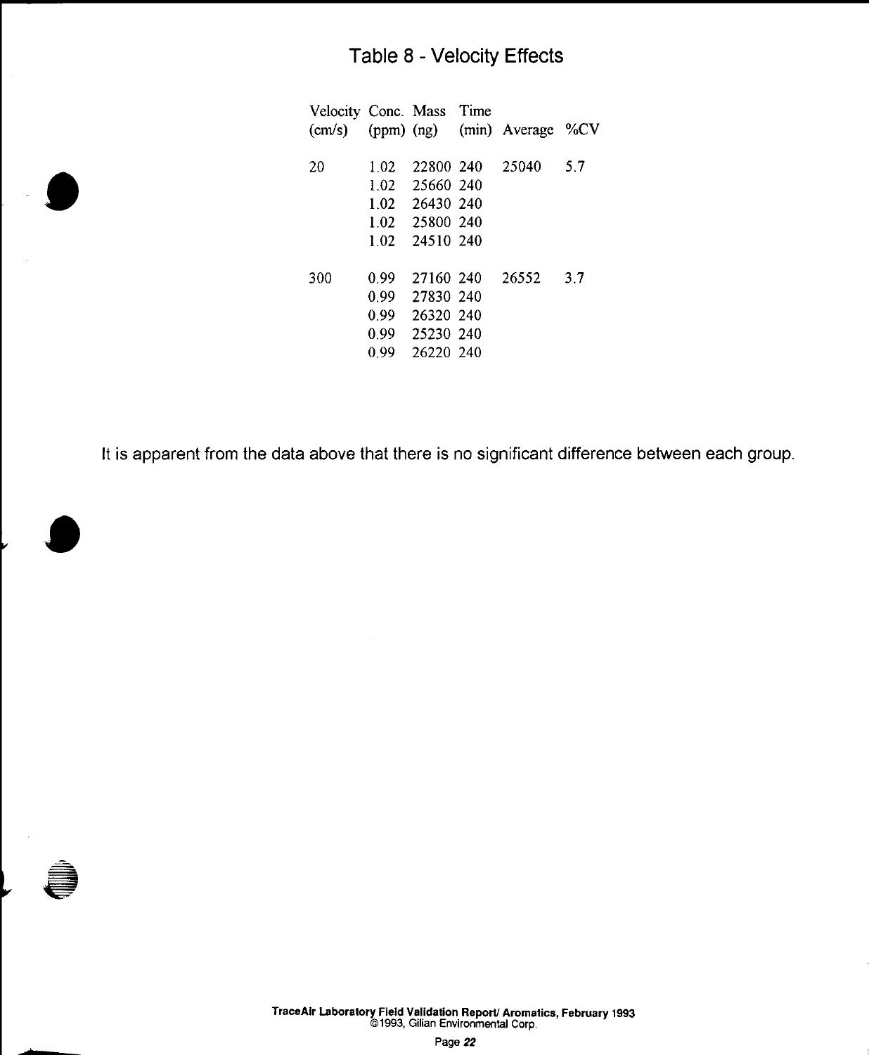# Table 8 - Velocity Effects

| Velocity (cm/s) | Conc. (ppm) | Mass (ng) | Time (min) | Average | %CV |
|---|---|---|---|---|---|
| 20 | 1.02 | 22800 | 240 | 25040 | 5.7 |
| | 1.02 | 25660 | 240 | | |
| | 1.02 | 26430 | 240 | | |
| | 1.02 | 25800 | 240 | | |
| | 1.02 | 24510 | 240 | | |
| 300 | 0.99 | 27160 | 240 | 26552 | 3.7 |
| | 0.99 | 27830 | 240 | | |
| | 0.99 | 26320 | 240 | | |
| | 0.99 | 25230 | 240 | | |
| | 0.99 | 26220 | 240 | | |

It is apparent from the data above that there is no significant difference between each group.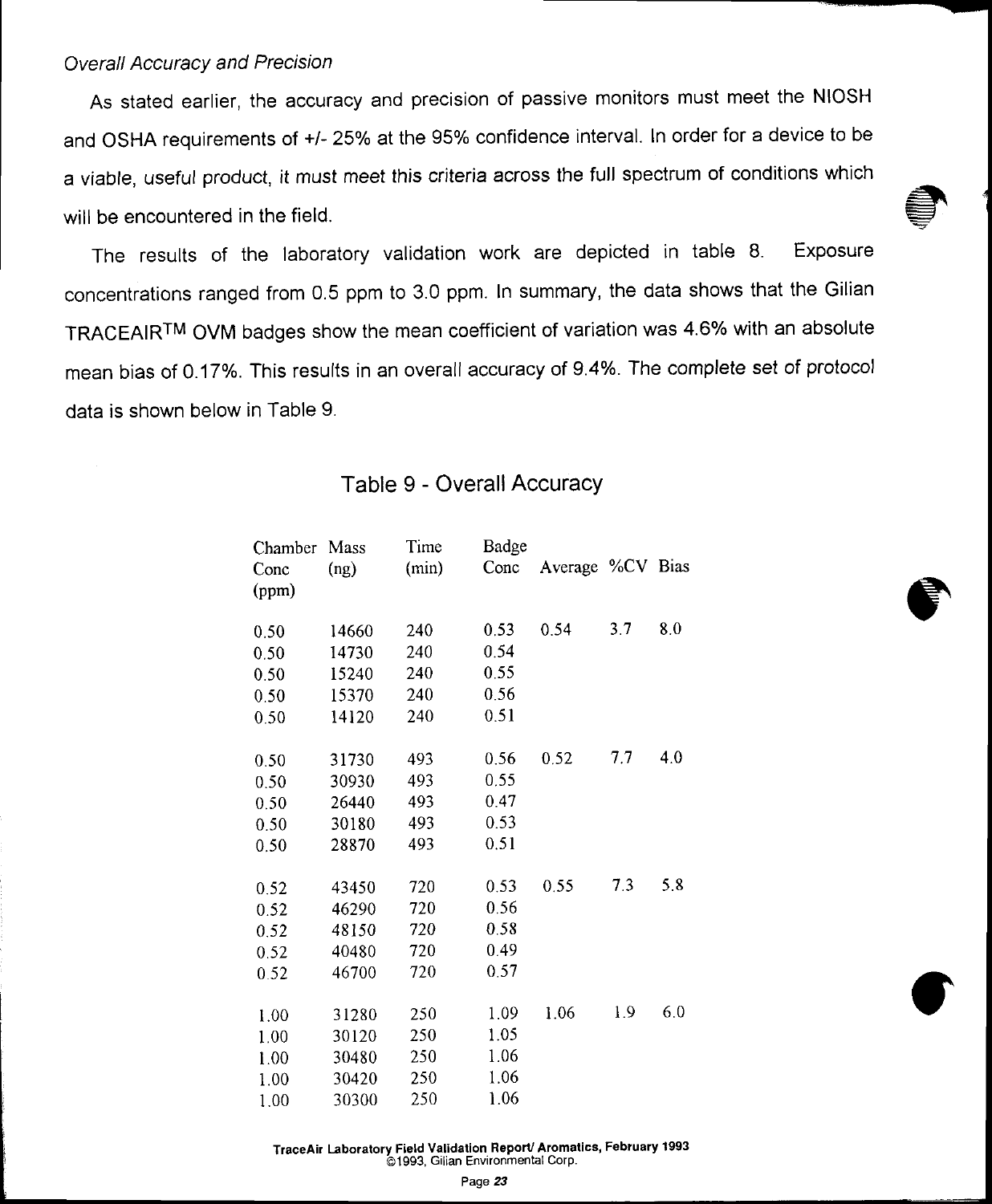*Overall Accuracy and Precision*

As stated earlier, the accuracy and precision of passive monitors must meet the NIOSH and OSHA requirements of +/- 25% at the 95% confidence interval. In order for a device to be a viable, useful product, it must meet this criteria across the full spectrum of conditions which will be encountered in the field.

The results of the laboratory validation work are depicted in table 8. Exposure concentrations ranged from 0.5 ppm to 3.0 ppm. In summary, the data shows that the Gilian TRACEAIR™ OVM badges show the mean coefficient of variation was 4.6% with an absolute mean bias of 0.17%. This results in an overall accuracy of 9.4%. The complete set of protocol data is shown below in Table 9.

## Table 9 - Overall Accuracy

| Chamber Conc (ppm) | Mass (ng) | Time (min) | Badge Conc | Average | %CV | Bias |
|---|---|---|---|---|---|---|
| 0.50 | 14660 | 240 | 0.53 | 0.54 | 3.7 | 8.0 |
| 0.50 | 14730 | 240 | 0.54 | | | |
| 0.50 | 15240 | 240 | 0.55 | | | |
| 0.50 | 15370 | 240 | 0.56 | | | |
| 0.50 | 14120 | 240 | 0.51 | | | |
| 0.50 | 31730 | 493 | 0.56 | 0.52 | 7.7 | 4.0 |
| 0.50 | 30930 | 493 | 0.55 | | | |
| 0.50 | 26440 | 493 | 0.47 | | | |
| 0.50 | 30180 | 493 | 0.53 | | | |
| 0.50 | 28870 | 493 | 0.51 | | | |
| 0.52 | 43450 | 720 | 0.53 | 0.55 | 7.3 | 5.8 |
| 0.52 | 46290 | 720 | 0.56 | | | |
| 0.52 | 48150 | 720 | 0.58 | | | |
| 0.52 | 40480 | 720 | 0.49 | | | |
| 0.52 | 46700 | 720 | 0.57 | | | |
| 1.00 | 31280 | 250 | 1.09 | 1.06 | 1.9 | 6.0 |
| 1.00 | 30120 | 250 | 1.05 | | | |
| 1.00 | 30480 | 250 | 1.06 | | | |
| 1.00 | 30420 | 250 | 1.06 | | | |
| 1.00 | 30300 | 250 | 1.06 | | | |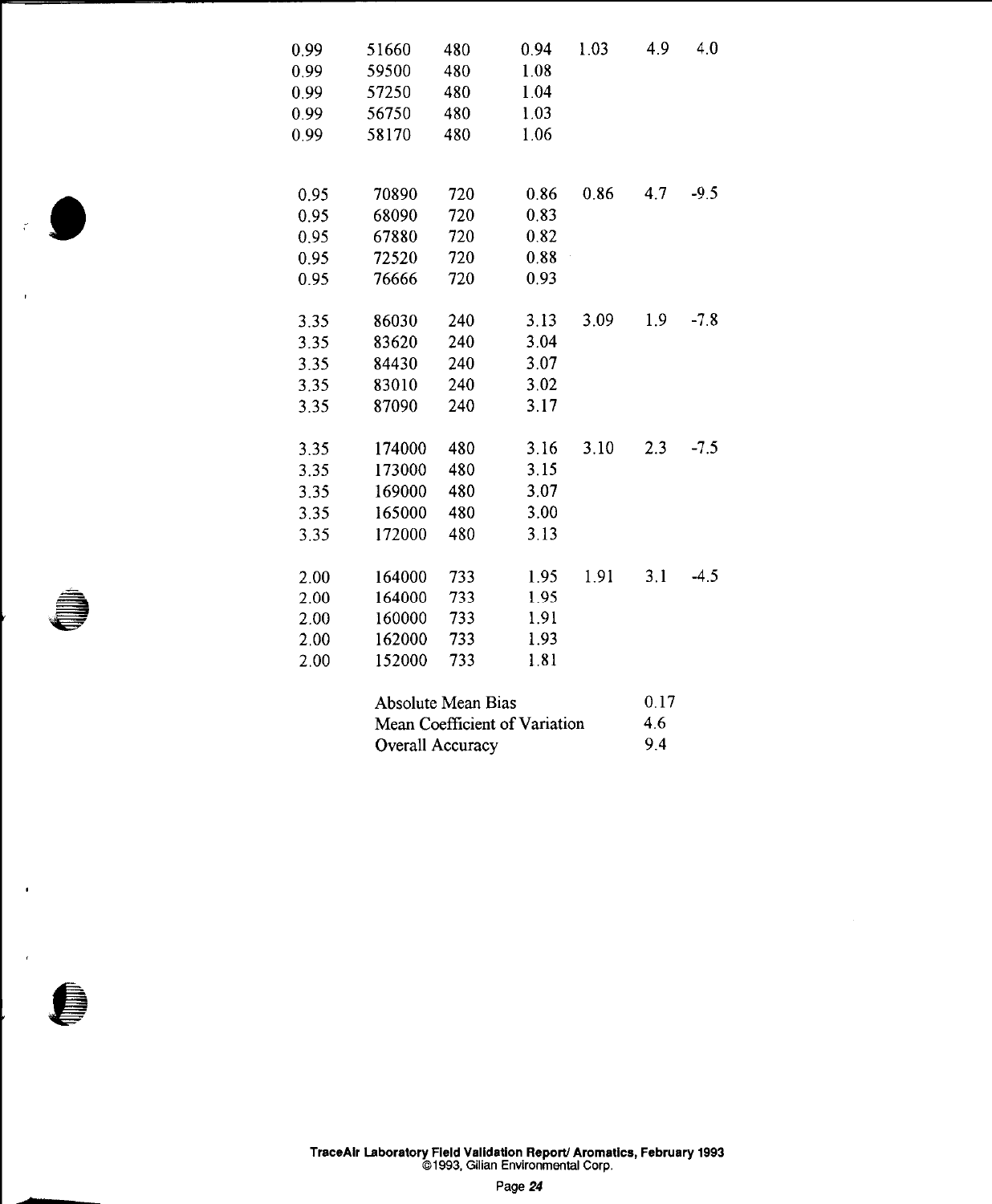| | | | | | | |
|---|---|---|---|---|---|---|
| 0.99 | 51660 | 480 | 0.94 | 1.03 | 4.9 | 4.0 |
| 0.99 | 59500 | 480 | 1.08 | | | |
| 0.99 | 57250 | 480 | 1.04 | | | |
| 0.99 | 56750 | 480 | 1.03 | | | |
| 0.99 | 58170 | 480 | 1.06 | | | |
| | | | | | | |
| 0.95 | 70890 | 720 | 0.86 | 0.86 | 4.7 | -9.5 |
| 0.95 | 68090 | 720 | 0.83 | | | |
| 0.95 | 67880 | 720 | 0.82 | | | |
| 0.95 | 72520 | 720 | 0.88 | | | |
| 0.95 | 76666 | 720 | 0.93 | | | |
| | | | | | | |
| 3.35 | 86030 | 240 | 3.13 | 3.09 | 1.9 | -7.8 |
| 3.35 | 83620 | 240 | 3.04 | | | |
| 3.35 | 84430 | 240 | 3.07 | | | |
| 3.35 | 83010 | 240 | 3.02 | | | |
| 3.35 | 87090 | 240 | 3.17 | | | |
| | | | | | | |
| 3.35 | 174000 | 480 | 3.16 | 3.10 | 2.3 | -7.5 |
| 3.35 | 173000 | 480 | 3.15 | | | |
| 3.35 | 169000 | 480 | 3.07 | | | |
| 3.35 | 165000 | 480 | 3.00 | | | |
| 3.35 | 172000 | 480 | 3.13 | | | |
| | | | | | | |
| 2.00 | 164000 | 733 | 1.95 | 1.91 | 3.1 | -4.5 |
| 2.00 | 164000 | 733 | 1.95 | | | |
| 2.00 | 160000 | 733 | 1.91 | | | |
| 2.00 | 162000 | 733 | 1.93 | | | |
| 2.00 | 152000 | 733 | 1.81 | | | |

| | |
|---|---|
| Absolute Mean Bias | 0.17 |
| Mean Coefficient of Variation | 4.6 |
| Overall Accuracy | 9.4 |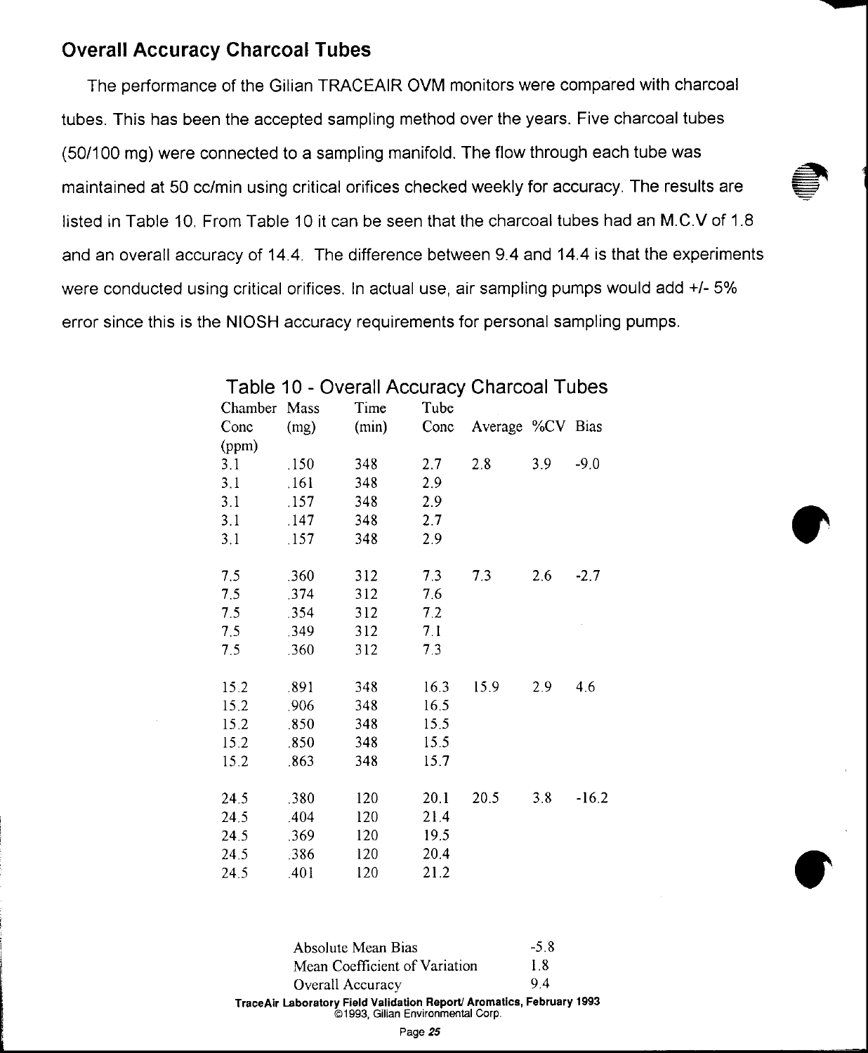## Overall Accuracy Charcoal Tubes

The performance of the Gilian TRACEAIR OVM monitors were compared with charcoal tubes. This has been the accepted sampling method over the years. Five charcoal tubes (50/100 mg) were connected to a sampling manifold. The flow through each tube was maintained at 50 cc/min using critical orifices checked weekly for accuracy. The results are listed in Table 10. From Table 10 it can be seen that the charcoal tubes had an M.C.V of 1.8 and an overall accuracy of 14.4. The difference between 9.4 and 14.4 is that the experiments were conducted using critical orifices. In actual use, air sampling pumps would add +/- 5% error since this is the NIOSH accuracy requirements for personal sampling pumps.

### Table 10 - Overall Accuracy Charcoal Tubes

| Chamber Conc (ppm) | Mass (mg) | Time (min) | Tube Conc | Average | %CV | Bias |
|---|---|---|---|---|---|---|
| 3.1 | .150 | 348 | 2.7 | 2.8 | 3.9 | -9.0 |
| 3.1 | .161 | 348 | 2.9 | | | |
| 3.1 | .157 | 348 | 2.9 | | | |
| 3.1 | .147 | 348 | 2.7 | | | |
| 3.1 | .157 | 348 | 2.9 | | | |
| 7.5 | .360 | 312 | 7.3 | 7.3 | 2.6 | -2.7 |
| 7.5 | .374 | 312 | 7.6 | | | |
| 7.5 | .354 | 312 | 7.2 | | | |
| 7.5 | .349 | 312 | 7.1 | | | |
| 7.5 | .360 | 312 | 7.3 | | | |
| 15.2 | .891 | 348 | 16.3 | 15.9 | 2.9 | 4.6 |
| 15.2 | .906 | 348 | 16.5 | | | |
| 15.2 | .850 | 348 | 15.5 | | | |
| 15.2 | .850 | 348 | 15.5 | | | |
| 15.2 | .863 | 348 | 15.7 | | | |
| 24.5 | .380 | 120 | 20.1 | 20.5 | 3.8 | -16.2 |
| 24.5 | .404 | 120 | 21.4 | | | |
| 24.5 | .369 | 120 | 19.5 | | | |
| 24.5 | .386 | 120 | 20.4 | | | |
| 24.5 | .401 | 120 | 21.2 | | | |

| | |
|---|---|
| Absolute Mean Bias | -5.8 |
| Mean Coefficient of Variation | 1.8 |
| Overall Accuracy | 9.4 |

**TraceAir Laboratory Field Validation Report/ Aromatics, February 1993**
©1993, Gilian Environmental Corp.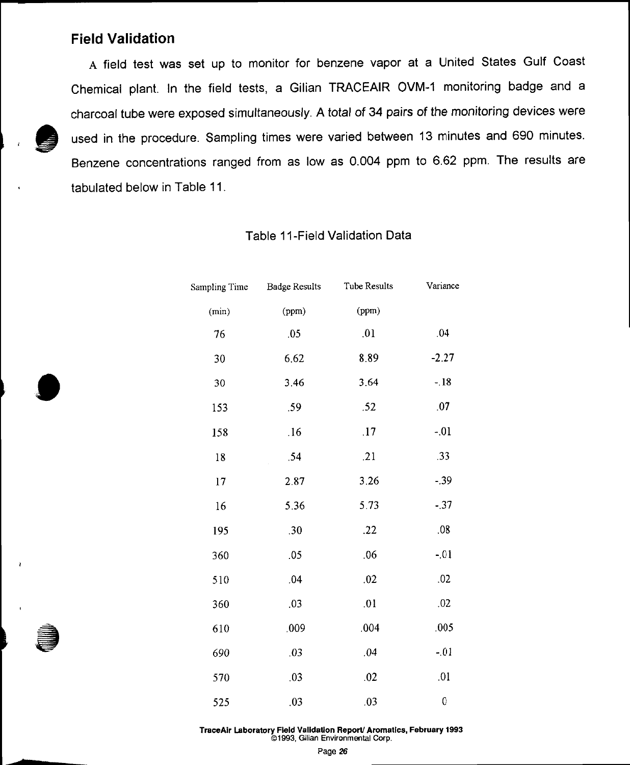## Field Validation

A field test was set up to monitor for benzene vapor at a United States Gulf Coast Chemical plant. In the field tests, a Gilian TRACEAIR OVM-1 monitoring badge and a charcoal tube were exposed simultaneously. A total of 34 pairs of the monitoring devices were used in the procedure. Sampling times were varied between 13 minutes and 690 minutes. Benzene concentrations ranged from as low as 0.004 ppm to 6.62 ppm. The results are tabulated below in Table 11.

Table 11-Field Validation Data

| Sampling Time (min) | Badge Results (ppm) | Tube Results (ppm) | Variance |
|---|---|---|---|
| 76 | .05 | .01 | .04 |
| 30 | 6.62 | 8.89 | -2.27 |
| 30 | 3.46 | 3.64 | -.18 |
| 153 | .59 | .52 | .07 |
| 158 | .16 | .17 | -.01 |
| 18 | .54 | .21 | .33 |
| 17 | 2.87 | 3.26 | -.39 |
| 16 | 5.36 | 5.73 | -.37 |
| 195 | .30 | .22 | .08 |
| 360 | .05 | .06 | -.01 |
| 510 | .04 | .02 | .02 |
| 360 | .03 | .01 | .02 |
| 610 | .009 | .004 | .005 |
| 690 | .03 | .04 | -.01 |
| 570 | .03 | .02 | .01 |
| 525 | .03 | .03 | 0 |

**TraceAir Laboratory Field Validation Report/ Aromatics, February 1993**
©1993, Gilian Environmental Corp.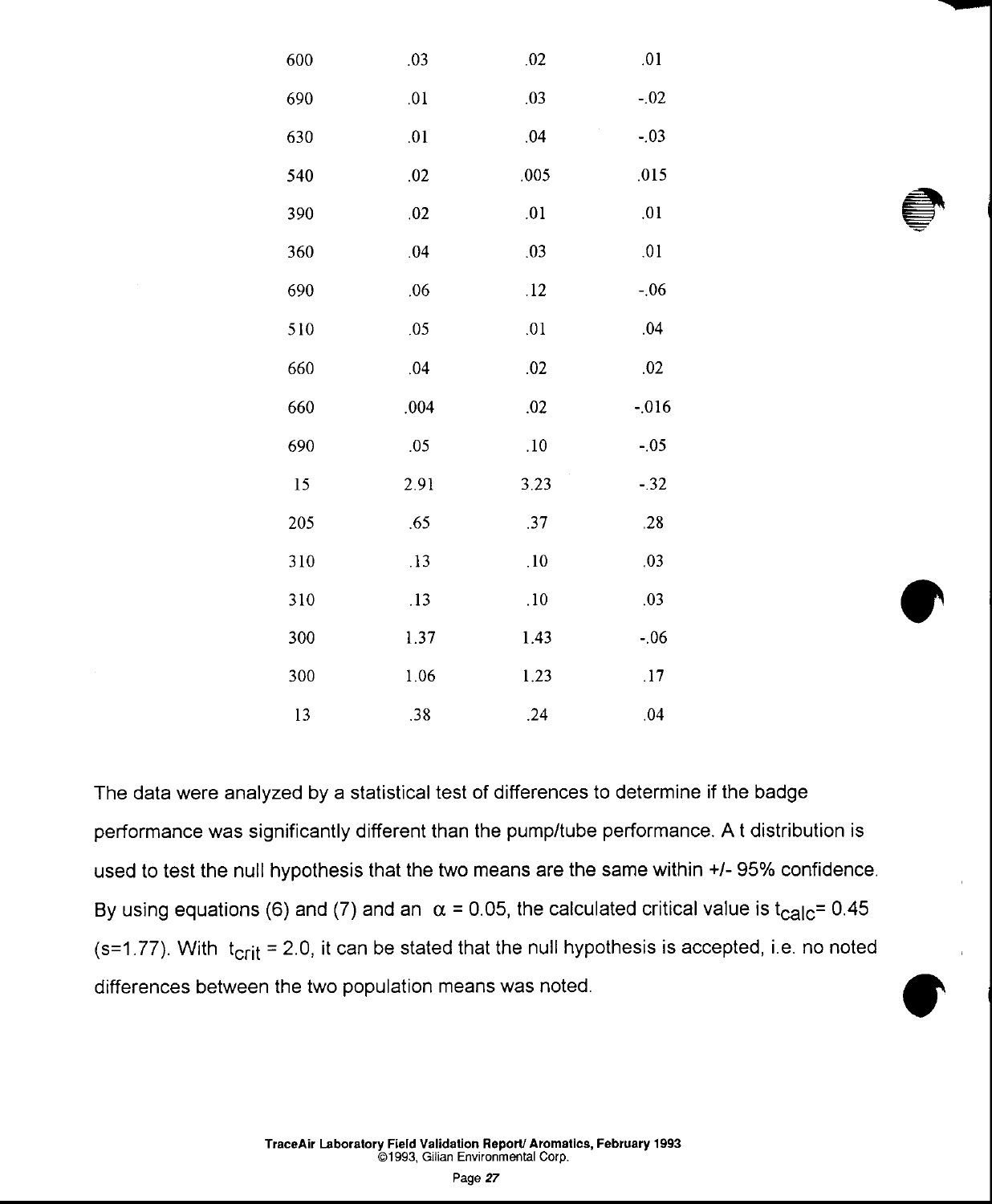| | | | |
|---|---|---|---|
| 600 | .03 | .02 | .01 |
| 690 | .01 | .03 | -.02 |
| 630 | .01 | .04 | -.03 |
| 540 | .02 | .005 | .015 |
| 390 | .02 | .01 | .01 |
| 360 | .04 | .03 | .01 |
| 690 | .06 | .12 | -.06 |
| 510 | .05 | .01 | .04 |
| 660 | .04 | .02 | .02 |
| 660 | .004 | .02 | -.016 |
| 690 | .05 | .10 | -.05 |
| 15 | 2.91 | 3.23 | -.32 |
| 205 | .65 | .37 | .28 |
| 310 | .13 | .10 | .03 |
| 310 | .13 | .10 | .03 |
| 300 | 1.37 | 1.43 | -.06 |
| 300 | 1.06 | 1.23 | .17 |
| 13 | .38 | .24 | .04 |

The data were analyzed by a statistical test of differences to determine if the badge performance was significantly different than the pump/tube performance. A t distribution is used to test the null hypothesis that the two means are the same within +/- 95% confidence. By using equations (6) and (7) and an $\alpha = 0.05$, the calculated critical value is $t_{calc} = 0.45$ (s=1.77). With $t_{crit} = 2.0$, it can be stated that the null hypothesis is accepted, i.e. no noted differences between the two population means was noted.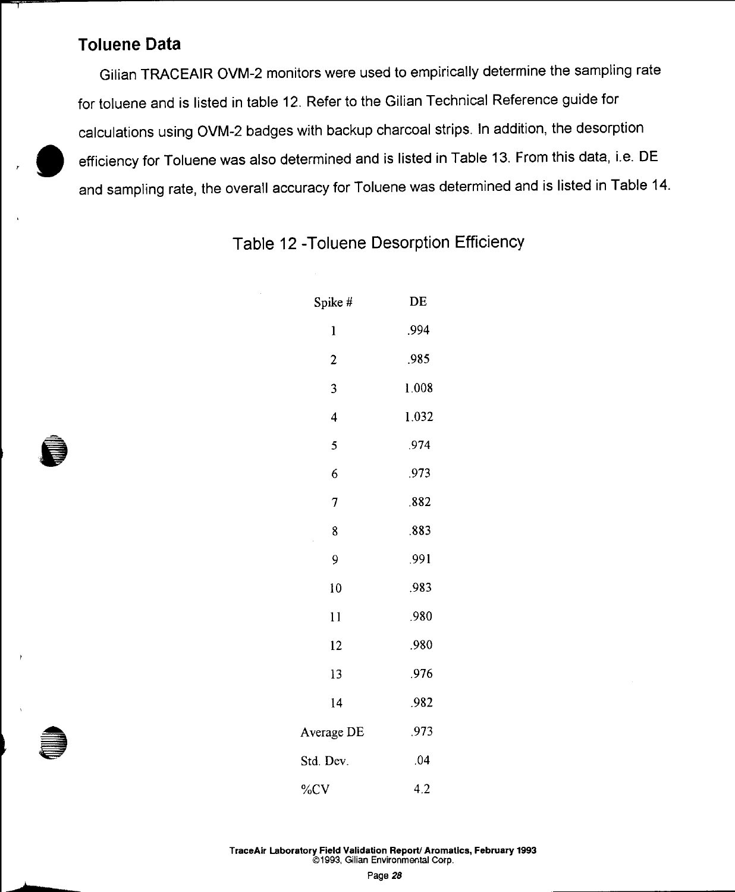## Toluene Data

Gilian TRACEAIR OVM-2 monitors were used to empirically determine the sampling rate for toluene and is listed in table 12. Refer to the Gilian Technical Reference guide for calculations using OVM-2 badges with backup charcoal strips. In addition, the desorption efficiency for Toluene was also determined and is listed in Table 13. From this data, i.e. DE and sampling rate, the overall accuracy for Toluene was determined and is listed in Table 14.

### Table 12 -Toluene Desorption Efficiency

| Spike # | DE |
|---|---|
| 1 | .994 |
| 2 | .985 |
| 3 | 1.008 |
| 4 | 1.032 |
| 5 | .974 |
| 6 | .973 |
| 7 | .882 |
| 8 | .883 |
| 9 | .991 |
| 10 | .983 |
| 11 | .980 |
| 12 | .980 |
| 13 | .976 |
| 14 | .982 |
| Average DE | .973 |
| Std. Dev. | .04 |
| %CV | 4.2 |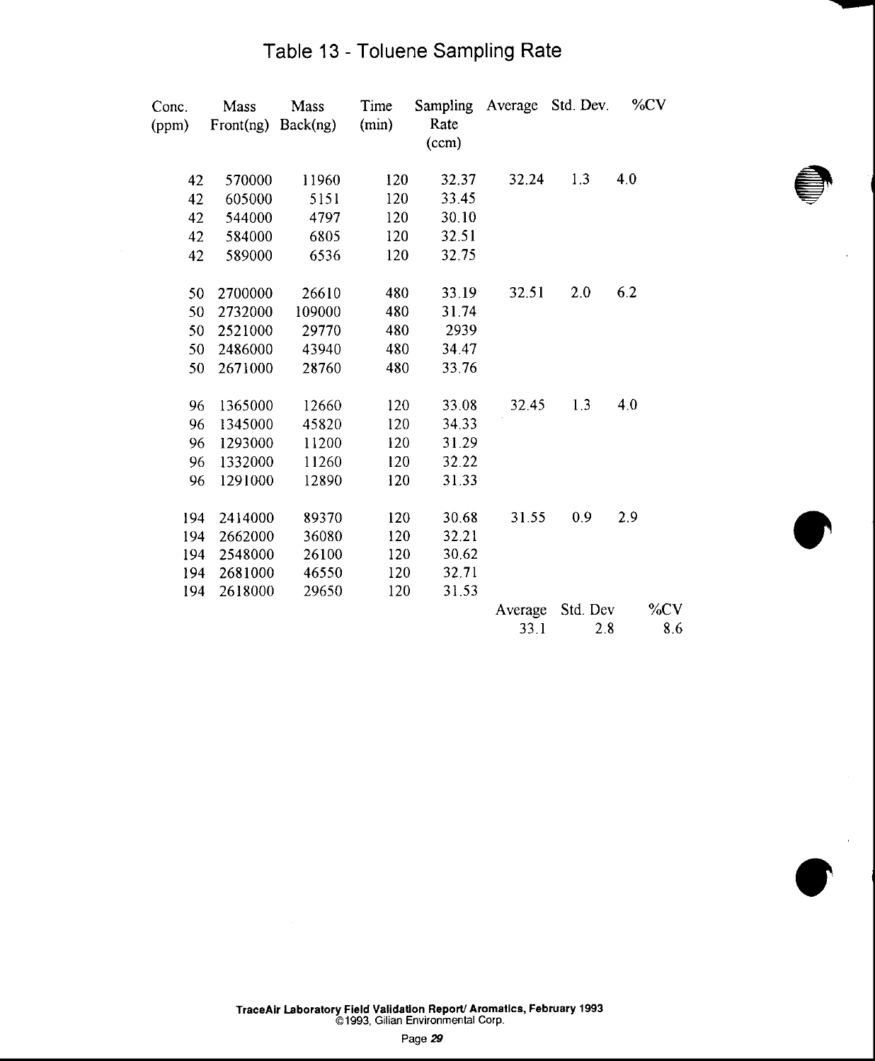# Table 13 - Toluene Sampling Rate

| Conc. (ppm) | Mass Front(ng) | Mass Back(ng) | Time (min) | Sampling Rate (ccm) | Average | Std. Dev. | %CV |
|---|---|---|---|---|---|---|---|
| 42 | 570000 | 11960 | 120 | 32.37 | 32.24 | 1.3 | 4.0 |
| 42 | 605000 | 5151 | 120 | 33.45 | | | |
| 42 | 544000 | 4797 | 120 | 30.10 | | | |
| 42 | 584000 | 6805 | 120 | 32.51 | | | |
| 42 | 589000 | 6536 | 120 | 32.75 | | | |
| 50 | 2700000 | 26610 | 480 | 33.19 | 32.51 | 2.0 | 6.2 |
| 50 | 2732000 | 109000 | 480 | 31.74 | | | |
| 50 | 2521000 | 29770 | 480 | 2939 | | | |
| 50 | 2486000 | 43940 | 480 | 34.47 | | | |
| 50 | 2671000 | 28760 | 480 | 33.76 | | | |
| 96 | 1365000 | 12660 | 120 | 33.08 | 32.45 | 1.3 | 4.0 |
| 96 | 1345000 | 45820 | 120 | 34.33 | | | |
| 96 | 1293000 | 11200 | 120 | 31.29 | | | |
| 96 | 1332000 | 11260 | 120 | 32.22 | | | |
| 96 | 1291000 | 12890 | 120 | 31.33 | | | |
| 194 | 2414000 | 89370 | 120 | 30.68 | 31.55 | 0.9 | 2.9 |
| 194 | 2662000 | 36080 | 120 | 32.21 | | | |
| 194 | 2548000 | 26100 | 120 | 30.62 | | | |
| 194 | 2681000 | 46550 | 120 | 32.71 | | | |
| 194 | 2618000 | 29650 | 120 | 31.53 | | | |
| | | | | | Average | Std. Dev | %CV |
| | | | | | 33.1 | 2.8 | 8.6 |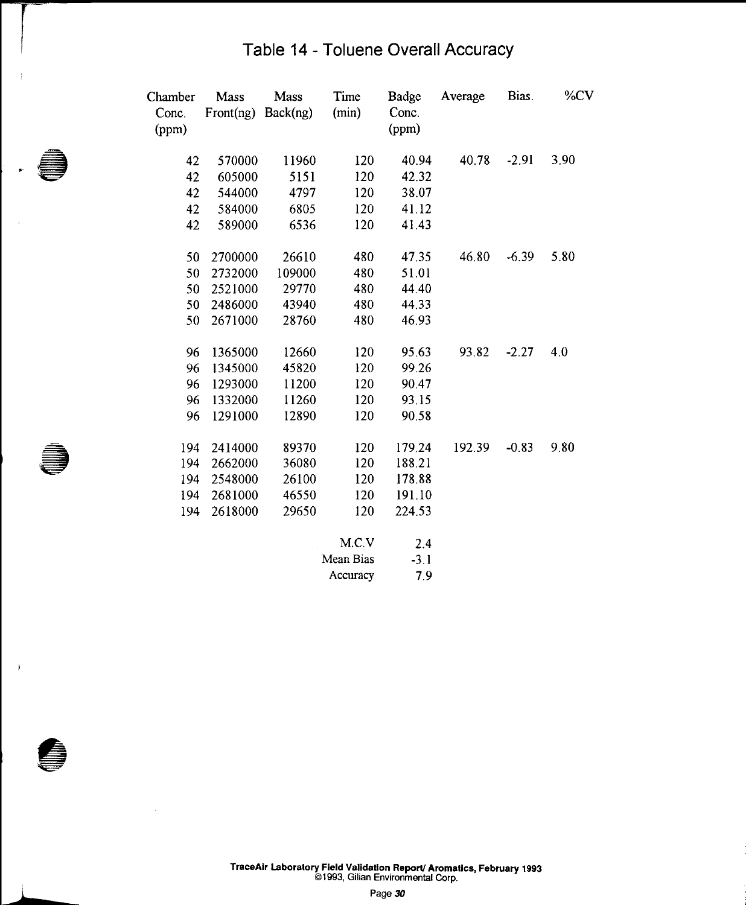# Table 14 - Toluene Overall Accuracy

| Chamber Conc. (ppm) | Mass Front(ng) | Mass Back(ng) | Time (min) | Badge Conc. (ppm) | Average | Bias. | %CV |
|---|---|---|---|---|---|---|---|
| 42 | 570000 | 11960 | 120 | 40.94 | 40.78 | -2.91 | 3.90 |
| 42 | 605000 | 5151 | 120 | 42.32 | | | |
| 42 | 544000 | 4797 | 120 | 38.07 | | | |
| 42 | 584000 | 6805 | 120 | 41.12 | | | |
| 42 | 589000 | 6536 | 120 | 41.43 | | | |
| 50 | 2700000 | 26610 | 480 | 47.35 | 46.80 | -6.39 | 5.80 |
| 50 | 2732000 | 109000 | 480 | 51.01 | | | |
| 50 | 2521000 | 29770 | 480 | 44.40 | | | |
| 50 | 2486000 | 43940 | 480 | 44.33 | | | |
| 50 | 2671000 | 28760 | 480 | 46.93 | | | |
| 96 | 1365000 | 12660 | 120 | 95.63 | 93.82 | -2.27 | 4.0 |
| 96 | 1345000 | 45820 | 120 | 99.26 | | | |
| 96 | 1293000 | 11200 | 120 | 90.47 | | | |
| 96 | 1332000 | 11260 | 120 | 93.15 | | | |
| 96 | 1291000 | 12890 | 120 | 90.58 | | | |
| 194 | 2414000 | 89370 | 120 | 179.24 | 192.39 | -0.83 | 9.80 |
| 194 | 2662000 | 36080 | 120 | 188.21 | | | |
| 194 | 2548000 | 26100 | 120 | 178.88 | | | |
| 194 | 2681000 | 46550 | 120 | 191.10 | | | |
| 194 | 2618000 | 29650 | 120 | 224.53 | | | |
| | | | M.C.V | 2.4 | | | |
| | | | Mean Bias | -3.1 | | | |
| | | | Accuracy | 7.9 | | | |

TraceAir Laboratory Field Validation Report/ Aromatics, February 1993
©1993, Gilian Environmental Corp.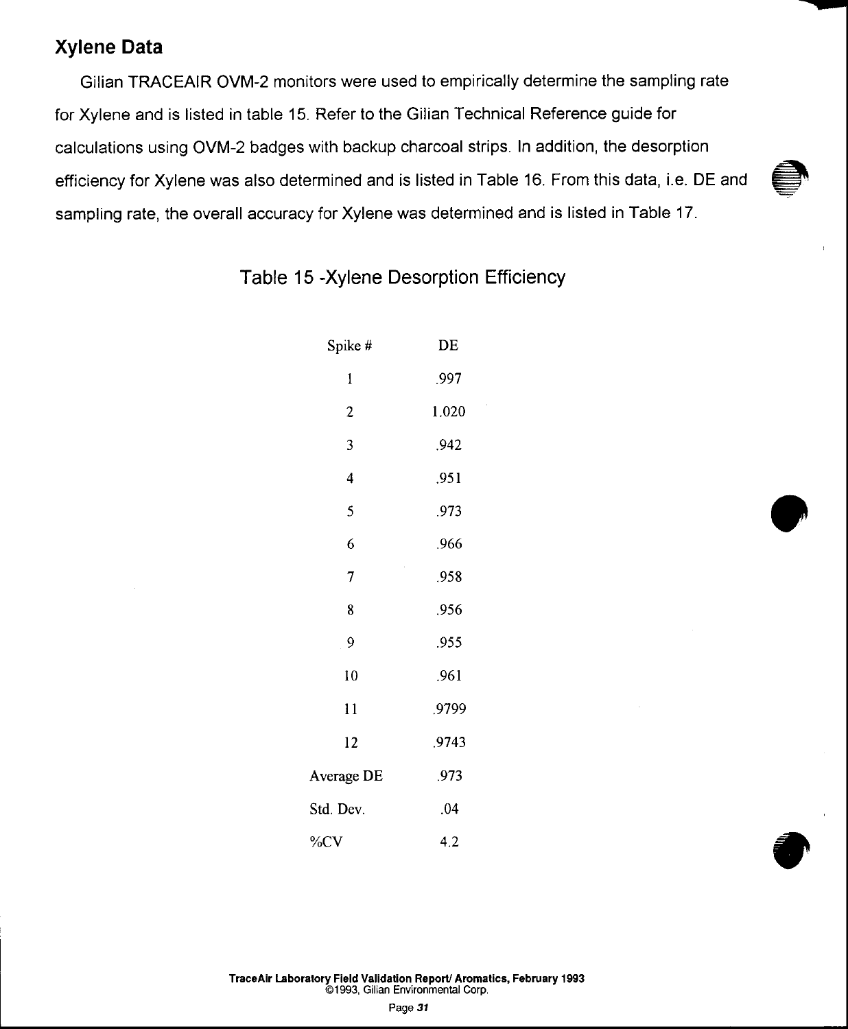## Xylene Data

Gilian TRACEAIR OVM-2 monitors were used to empirically determine the sampling rate for Xylene and is listed in table 15. Refer to the Gilian Technical Reference guide for calculations using OVM-2 badges with backup charcoal strips. In addition, the desorption efficiency for Xylene was also determined and is listed in Table 16. From this data, i.e. DE and sampling rate, the overall accuracy for Xylene was determined and is listed in Table 17.

### Table 15 -Xylene Desorption Efficiency

| Spike # | DE |
|---|---|
| 1 | .997 |
| 2 | 1.020 |
| 3 | .942 |
| 4 | .951 |
| 5 | .973 |
| 6 | .966 |
| 7 | .958 |
| 8 | .956 |
| 9 | .955 |
| 10 | .961 |
| 11 | .9799 |
| 12 | .9743 |
| Average DE | .973 |
| Std. Dev. | .04 |
| %CV | 4.2 |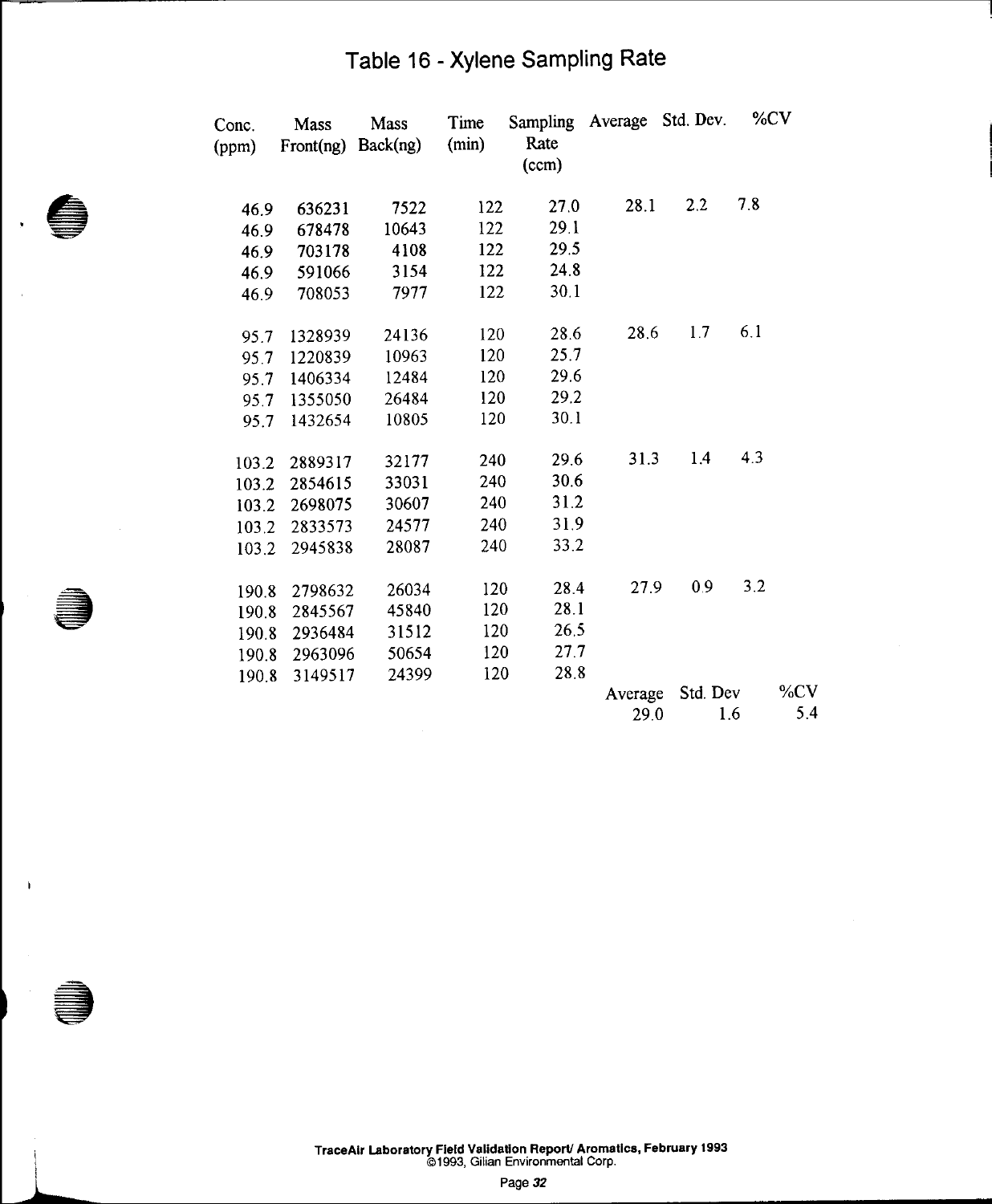# Table 16 - Xylene Sampling Rate

| Conc. (ppm) | Mass Front(ng) | Mass Back(ng) | Time (min) | Sampling Rate (ccm) | Average | Std. Dev. | %CV |
|---|---|---|---|---|---|---|---|
| 46.9 | 636231 | 7522 | 122 | 27.0 | 28.1 | 2.2 | 7.8 |
| 46.9 | 678478 | 10643 | 122 | 29.1 | | | |
| 46.9 | 703178 | 4108 | 122 | 29.5 | | | |
| 46.9 | 591066 | 3154 | 122 | 24.8 | | | |
| 46.9 | 708053 | 7977 | 122 | 30.1 | | | |
| 95.7 | 1328939 | 24136 | 120 | 28.6 | 28.6 | 1.7 | 6.1 |
| 95.7 | 1220839 | 10963 | 120 | 25.7 | | | |
| 95.7 | 1406334 | 12484 | 120 | 29.6 | | | |
| 95.7 | 1355050 | 26484 | 120 | 29.2 | | | |
| 95.7 | 1432654 | 10805 | 120 | 30.1 | | | |
| 103.2 | 2889317 | 32177 | 240 | 29.6 | 31.3 | 1.4 | 4.3 |
| 103.2 | 2854615 | 33031 | 240 | 30.6 | | | |
| 103.2 | 2698075 | 30607 | 240 | 31.2 | | | |
| 103.2 | 2833573 | 24577 | 240 | 31.9 | | | |
| 103.2 | 2945838 | 28087 | 240 | 33.2 | | | |
| 190.8 | 2798632 | 26034 | 120 | 28.4 | 27.9 | 0.9 | 3.2 |
| 190.8 | 2845567 | 45840 | 120 | 28.1 | | | |
| 190.8 | 2936484 | 31512 | 120 | 26.5 | | | |
| 190.8 | 2963096 | 50654 | 120 | 27.7 | | | |
| 190.8 | 3149517 | 24399 | 120 | 28.8 | | | |

| Average | Std. Dev | %CV |
|---|---|---|
| 29.0 | 1.6 | 5.4 |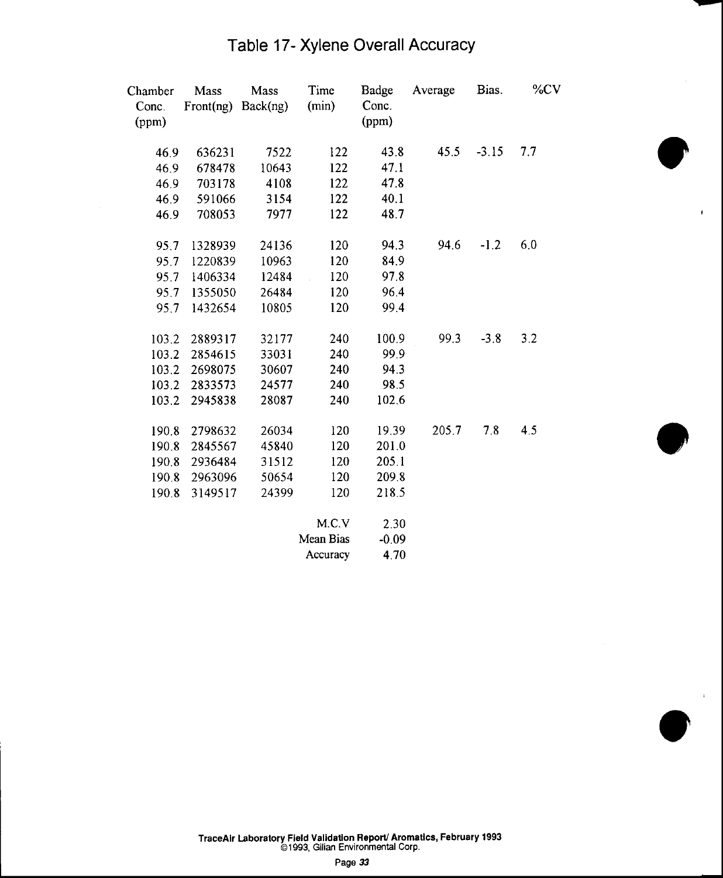# Table 17- Xylene Overall Accuracy

| Chamber Conc. (ppm) | Mass Front(ng) | Mass Back(ng) | Time (min) | Badge Conc. (ppm) | Average | Bias. | %CV |
|---|---|---|---|---|---|---|---|
| 46.9 | 636231 | 7522 | 122 | 43.8 | 45.5 | -3.15 | 7.7 |
| 46.9 | 678478 | 10643 | 122 | 47.1 | | | |
| 46.9 | 703178 | 4108 | 122 | 47.8 | | | |
| 46.9 | 591066 | 3154 | 122 | 40.1 | | | |
| 46.9 | 708053 | 7977 | 122 | 48.7 | | | |
| 95.7 | 1328939 | 24136 | 120 | 94.3 | 94.6 | -1.2 | 6.0 |
| 95.7 | 1220839 | 10963 | 120 | 84.9 | | | |
| 95.7 | 1406334 | 12484 | 120 | 97.8 | | | |
| 95.7 | 1355050 | 26484 | 120 | 96.4 | | | |
| 95.7 | 1432654 | 10805 | 120 | 99.4 | | | |
| 103.2 | 2889317 | 32177 | 240 | 100.9 | 99.3 | -3.8 | 3.2 |
| 103.2 | 2854615 | 33031 | 240 | 99.9 | | | |
| 103.2 | 2698075 | 30607 | 240 | 94.3 | | | |
| 103.2 | 2833573 | 24577 | 240 | 98.5 | | | |
| 103.2 | 2945838 | 28087 | 240 | 102.6 | | | |
| 190.8 | 2798632 | 26034 | 120 | 19.39 | 205.7 | 7.8 | 4.5 |
| 190.8 | 2845567 | 45840 | 120 | 201.0 | | | |
| 190.8 | 2936484 | 31512 | 120 | 205.1 | | | |
| 190.8 | 2963096 | 50654 | 120 | 209.8 | | | |
| 190.8 | 3149517 | 24399 | 120 | 218.5 | | | |
| | | | M.C.V | 2.30 | | | |
| | | | Mean Bias | -0.09 | | | |
| | | | Accuracy | 4.70 | | | |

TraceAir Laboratory Field Validation Report/ Aromatics, February 1993
©1993, Gilian Environmental Corp.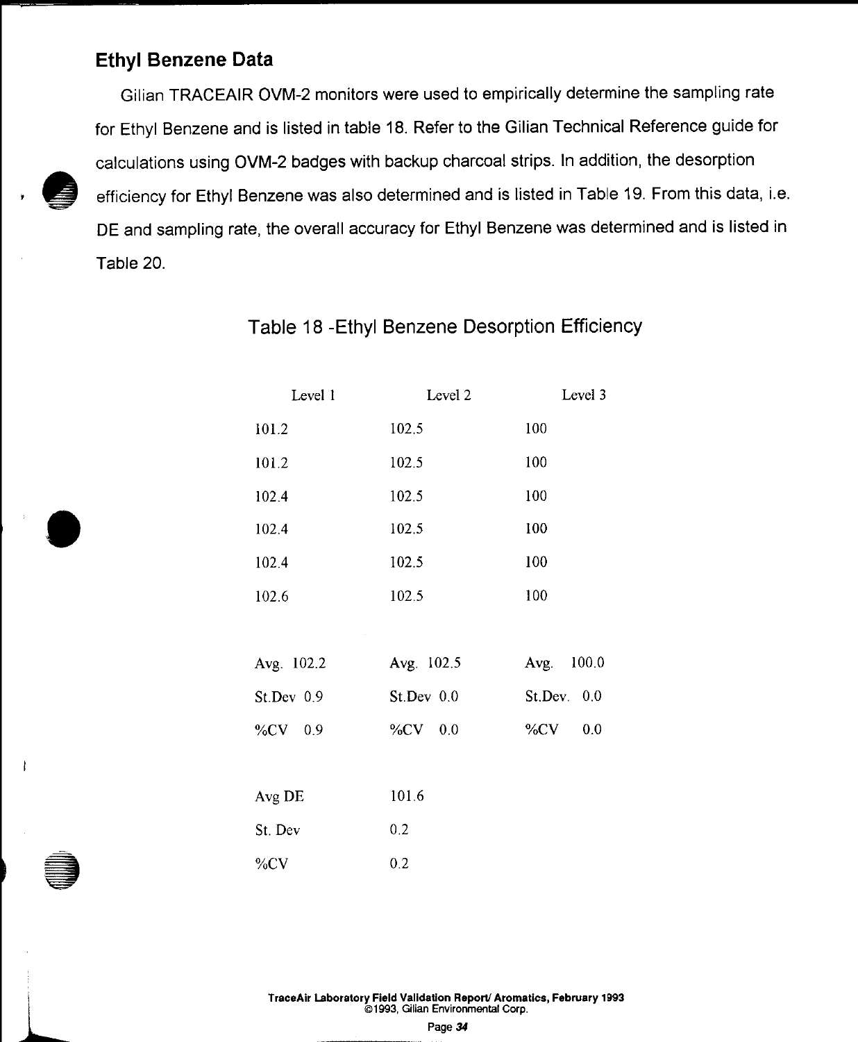## Ethyl Benzene Data

Gilian TRACEAIR OVM-2 monitors were used to empirically determine the sampling rate for Ethyl Benzene and is listed in table 18. Refer to the Gilian Technical Reference guide for calculations using OVM-2 badges with backup charcoal strips. In addition, the desorption efficiency for Ethyl Benzene was also determined and is listed in Table 19. From this data, i.e. DE and sampling rate, the overall accuracy for Ethyl Benzene was determined and is listed in Table 20.

### Table 18 -Ethyl Benzene Desorption Efficiency

| Level 1 | Level 2 | Level 3 |
|---|---|---|
| 101.2 | 102.5 | 100 |
| 101.2 | 102.5 | 100 |
| 102.4 | 102.5 | 100 |
| 102.4 | 102.5 | 100 |
| 102.4 | 102.5 | 100 |
| 102.6 | 102.5 | 100 |
| | | |
| Avg. 102.2 | Avg. 102.5 | Avg. 100.0 |
| St.Dev 0.9 | St.Dev 0.0 | St.Dev. 0.0 |
| %CV 0.9 | %CV 0.0 | %CV 0.0 |

| | |
|---|---|
| Avg DE | 101.6 |
| St. Dev | 0.2 |
| %CV | 0.2 |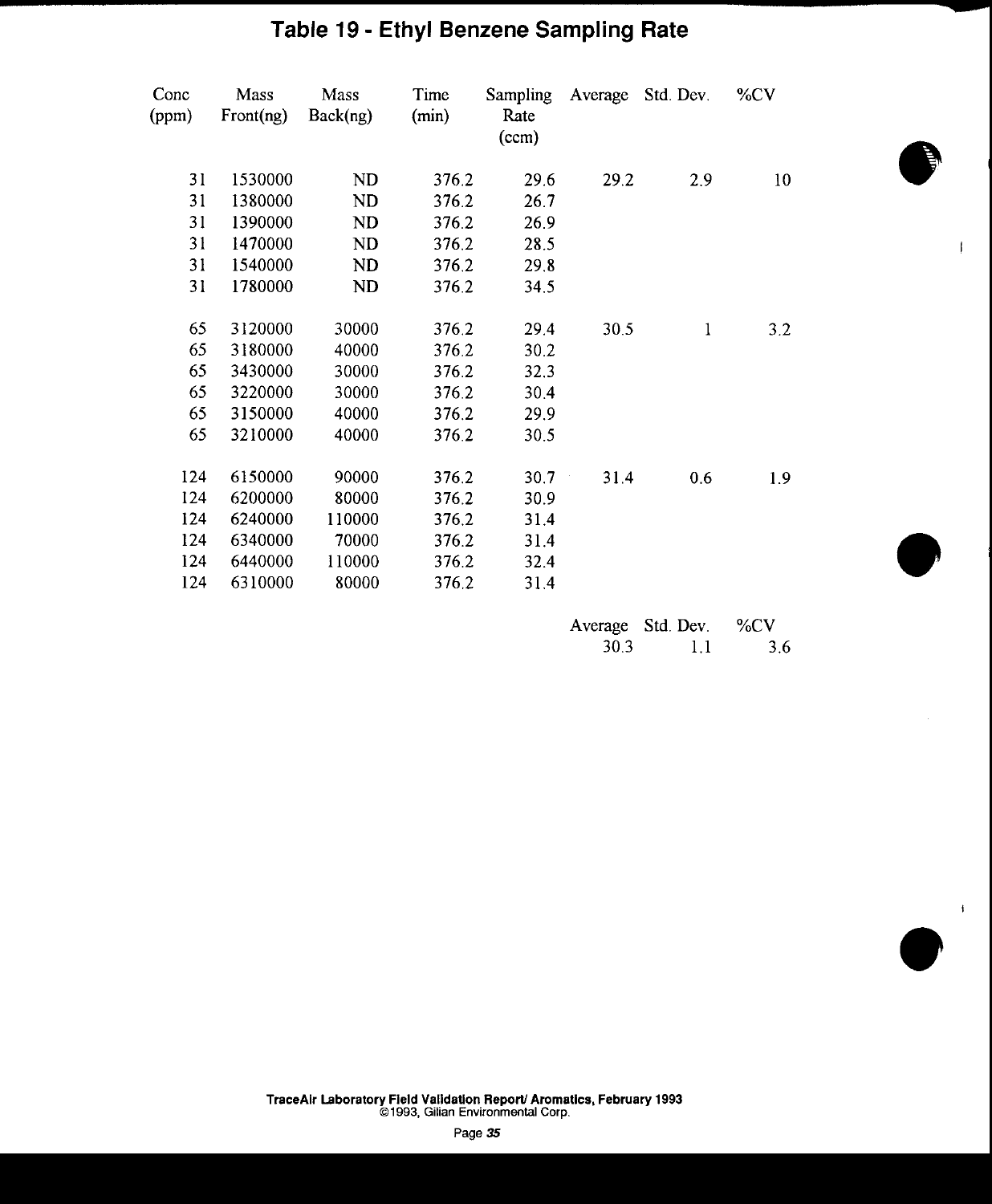# Table 19 - Ethyl Benzene Sampling Rate

| Conc (ppm) | Mass Front(ng) | Mass Back(ng) | Time (min) | Sampling Rate (ccm) | Average | Std. Dev. | %CV |
|---|---|---|---|---|---|---|---|
| 31 | 1530000 | ND | 376.2 | 29.6 | 29.2 | 2.9 | 10 |
| 31 | 1380000 | ND | 376.2 | 26.7 | | | |
| 31 | 1390000 | ND | 376.2 | 26.9 | | | |
| 31 | 1470000 | ND | 376.2 | 28.5 | | | |
| 31 | 1540000 | ND | 376.2 | 29.8 | | | |
| 31 | 1780000 | ND | 376.2 | 34.5 | | | |
| 65 | 3120000 | 30000 | 376.2 | 29.4 | 30.5 | 1 | 3.2 |
| 65 | 3180000 | 40000 | 376.2 | 30.2 | | | |
| 65 | 3430000 | 30000 | 376.2 | 32.3 | | | |
| 65 | 3220000 | 30000 | 376.2 | 30.4 | | | |
| 65 | 3150000 | 40000 | 376.2 | 29.9 | | | |
| 65 | 3210000 | 40000 | 376.2 | 30.5 | | | |
| 124 | 6150000 | 90000 | 376.2 | 30.7 | 31.4 | 0.6 | 1.9 |
| 124 | 6200000 | 80000 | 376.2 | 30.9 | | | |
| 124 | 6240000 | 110000 | 376.2 | 31.4 | | | |
| 124 | 6340000 | 70000 | 376.2 | 31.4 | | | |
| 124 | 6440000 | 110000 | 376.2 | 32.4 | | | |
| 124 | 6310000 | 80000 | 376.2 | 31.4 | | | |

| Average | Std. Dev. | %CV |
|---|---|---|
| 30.3 | 1.1 | 3.6 |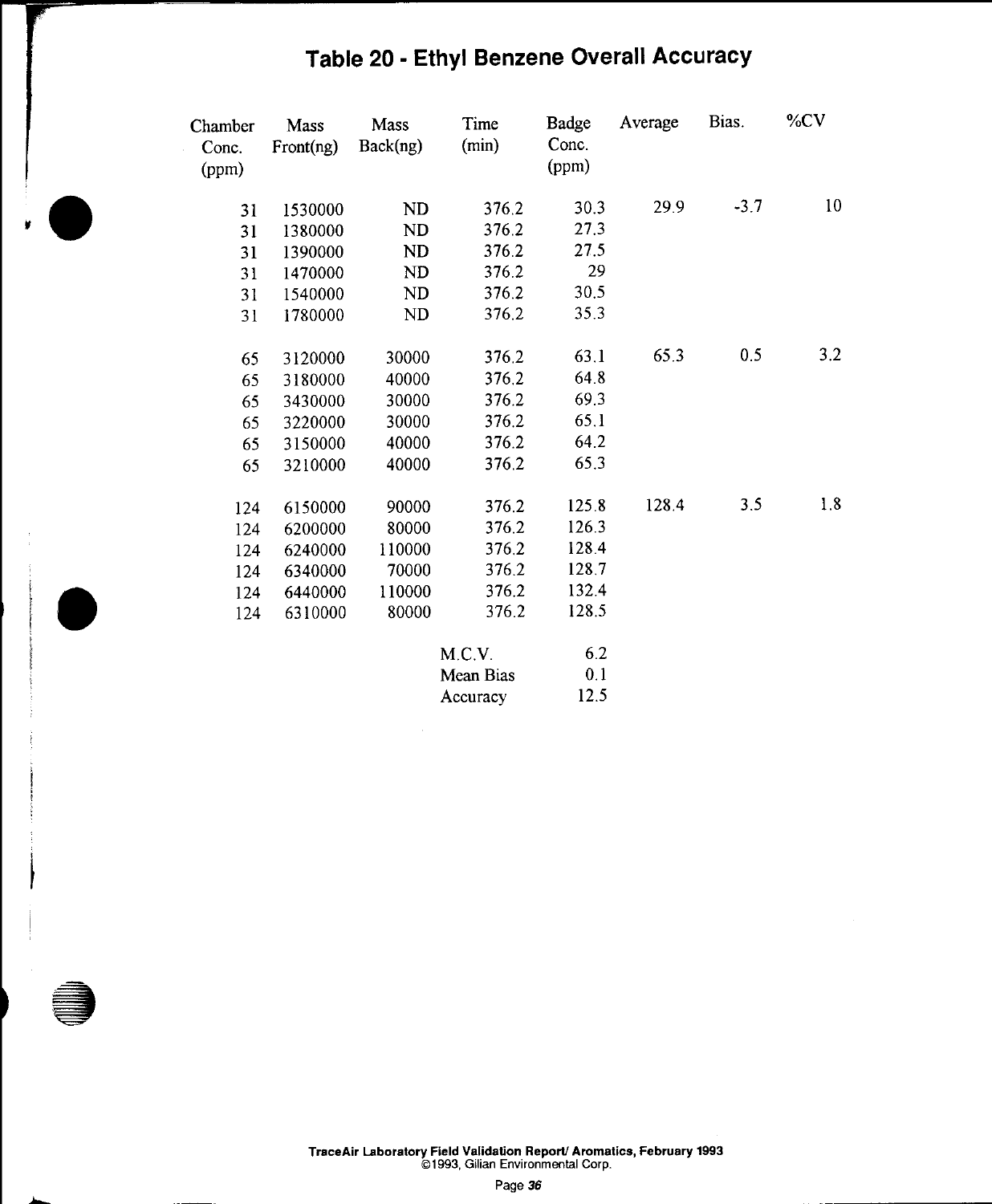# Table 20 - Ethyl Benzene Overall Accuracy

| Chamber Conc. (ppm) | Mass Front(ng) | Mass Back(ng) | Time (min) | Badge Conc. (ppm) | Average | Bias. | %CV |
|---|---|---|---|---|---|---|---|
| 31 | 1530000 | ND | 376.2 | 30.3 | 29.9 | -3.7 | 10 |
| 31 | 1380000 | ND | 376.2 | 27.3 | | | |
| 31 | 1390000 | ND | 376.2 | 27.5 | | | |
| 31 | 1470000 | ND | 376.2 | 29 | | | |
| 31 | 1540000 | ND | 376.2 | 30.5 | | | |
| 31 | 1780000 | ND | 376.2 | 35.3 | | | |
| 65 | 3120000 | 30000 | 376.2 | 63.1 | 65.3 | 0.5 | 3.2 |
| 65 | 3180000 | 40000 | 376.2 | 64.8 | | | |
| 65 | 3430000 | 30000 | 376.2 | 69.3 | | | |
| 65 | 3220000 | 30000 | 376.2 | 65.1 | | | |
| 65 | 3150000 | 40000 | 376.2 | 64.2 | | | |
| 65 | 3210000 | 40000 | 376.2 | 65.3 | | | |
| 124 | 6150000 | 90000 | 376.2 | 125.8 | 128.4 | 3.5 | 1.8 |
| 124 | 6200000 | 80000 | 376.2 | 126.3 | | | |
| 124 | 6240000 | 110000 | 376.2 | 128.4 | | | |
| 124 | 6340000 | 70000 | 376.2 | 128.7 | | | |
| 124 | 6440000 | 110000 | 376.2 | 132.4 | | | |
| 124 | 6310000 | 80000 | 376.2 | 128.5 | | | |
| | | | M.C.V. | 6.2 | | | |
| | | | Mean Bias | 0.1 | | | |
| | | | Accuracy | 12.5 | | | |

TraceAir Laboratory Field Validation Report/ Aromatics, February 1993
©1993, Gilian Environmental Corp.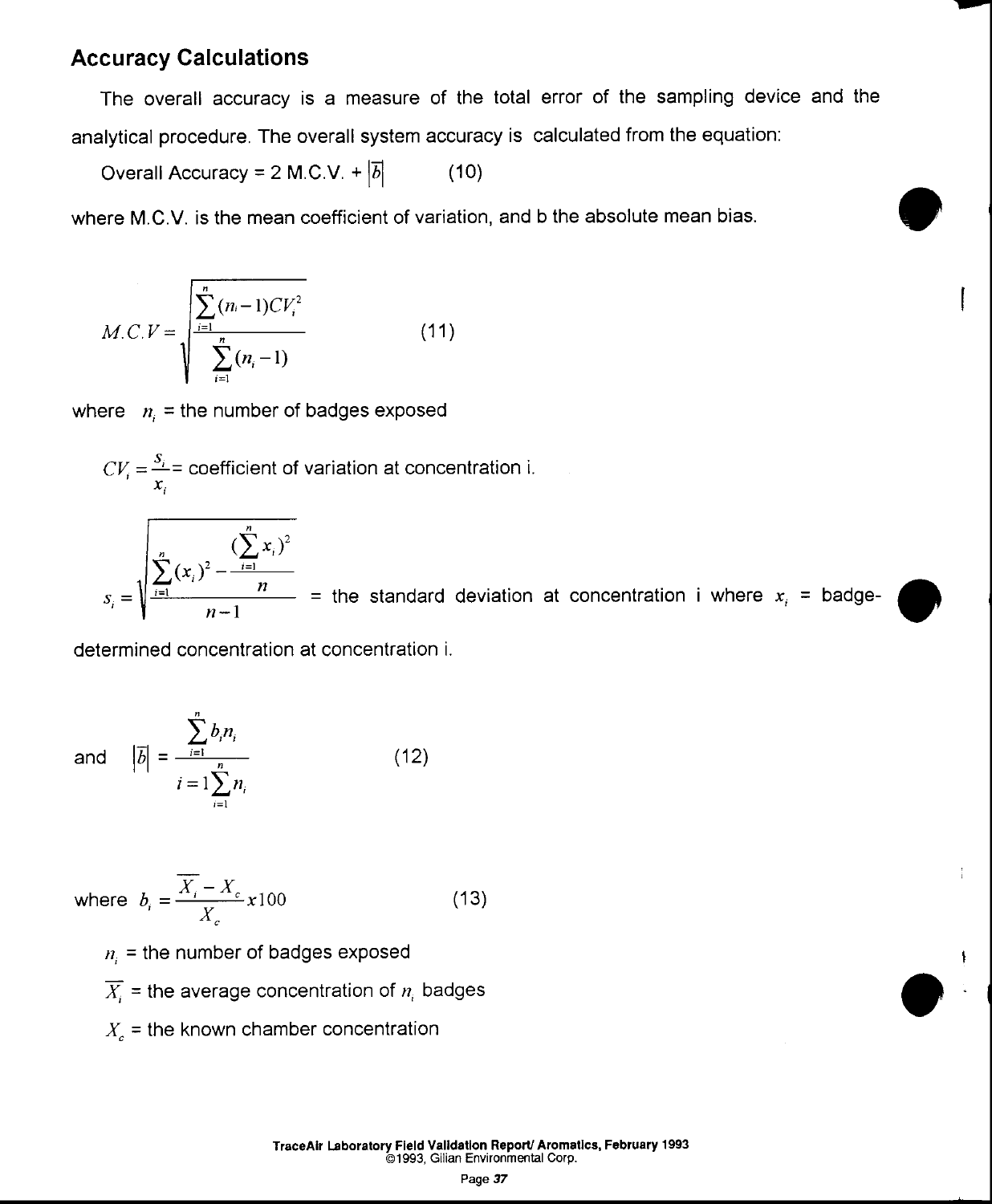## Accuracy Calculations

The overall accuracy is a measure of the total error of the sampling device and the analytical procedure. The overall system accuracy is calculated from the equation:

Overall Accuracy = 2 M.C.V. + $|\bar{b}|$ (10)

where M.C.V. is the mean coefficient of variation, and b the absolute mean bias.

$$M.C.V = \sqrt{\frac{\sum_{i=1}^{n}(n_i - 1)CV_i^2}{\sum_{i=1}^{n}(n_i - 1)}} \qquad (11)$$

where $n_i$ = the number of badges exposed

$CV_i = \frac{s_i}{x_i}$ = coefficient of variation at concentration i.

$s_i = \sqrt{\frac{\sum_{i=1}^{n}(x_i)^2 - \frac{(\sum_{i=1}^{n} x_i)^2}{n}}{n-1}}$ = the standard deviation at concentration i where $x_i$ = badge-determined concentration at concentration i.

and $$|\bar{b}| = \frac{\sum_{i=1}^{n} b_i n_i}{i = 1\sum_{i=1}^{n} n_i} \qquad (12)$$

where $$b_i = \frac{\overline{X_i} - X_c}{X_c} x100 \qquad (13)$$

$n_i$ = the number of badges exposed

$\overline{X_i}$ = the average concentration of $n_i$ badges

$X_c$ = the known chamber concentration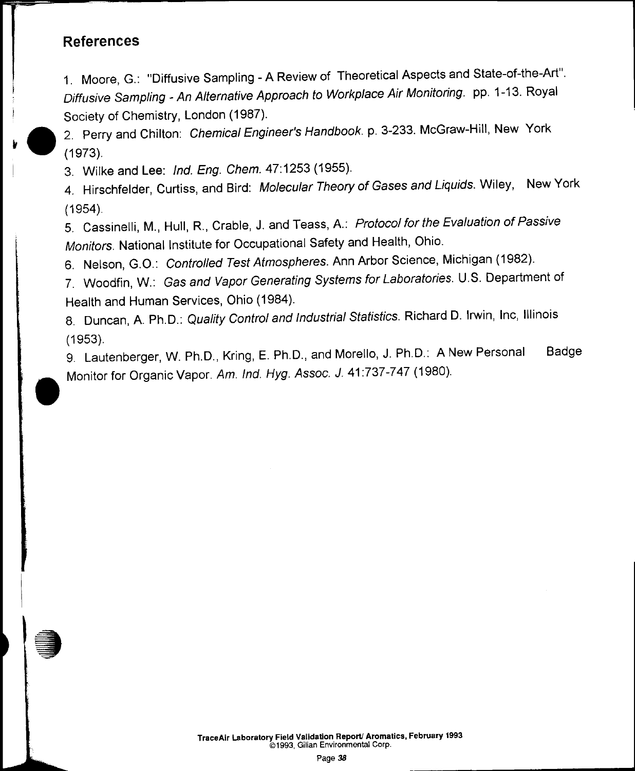## References

1. Moore, G.: "Diffusive Sampling - A Review of Theoretical Aspects and State-of-the-Art". *Diffusive Sampling - An Alternative Approach to Workplace Air Monitoring.* pp. 1-13. Royal Society of Chemistry, London (1987).
2. Perry and Chilton: *Chemical Engineer's Handbook.* p. 3-233. McGraw-Hill, New York (1973).
3. Wilke and Lee: *Ind. Eng. Chem.* 47:1253 (1955).
4. Hirschfelder, Curtiss, and Bird: *Molecular Theory of Gases and Liquids.* Wiley, New York (1954).
5. Cassinelli, M., Hull, R., Crable, J. and Teass, A.: *Protocol for the Evaluation of Passive Monitors.* National Institute for Occupational Safety and Health, Ohio.
6. Nelson, G.O.: *Controlled Test Atmospheres.* Ann Arbor Science, Michigan (1982).
7. Woodfin, W.: *Gas and Vapor Generating Systems for Laboratories.* U.S. Department of Health and Human Services, Ohio (1984).
8. Duncan, A. Ph.D.: *Quality Control and Industrial Statistics.* Richard D. Irwin, Inc, Illinois (1953).
9. Lautenberger, W. Ph.D., Kring, E. Ph.D., and Morello, J. Ph.D.: A New Personal Badge Monitor for Organic Vapor. *Am. Ind. Hyg. Assoc. J.* 41:737-747 (1980).